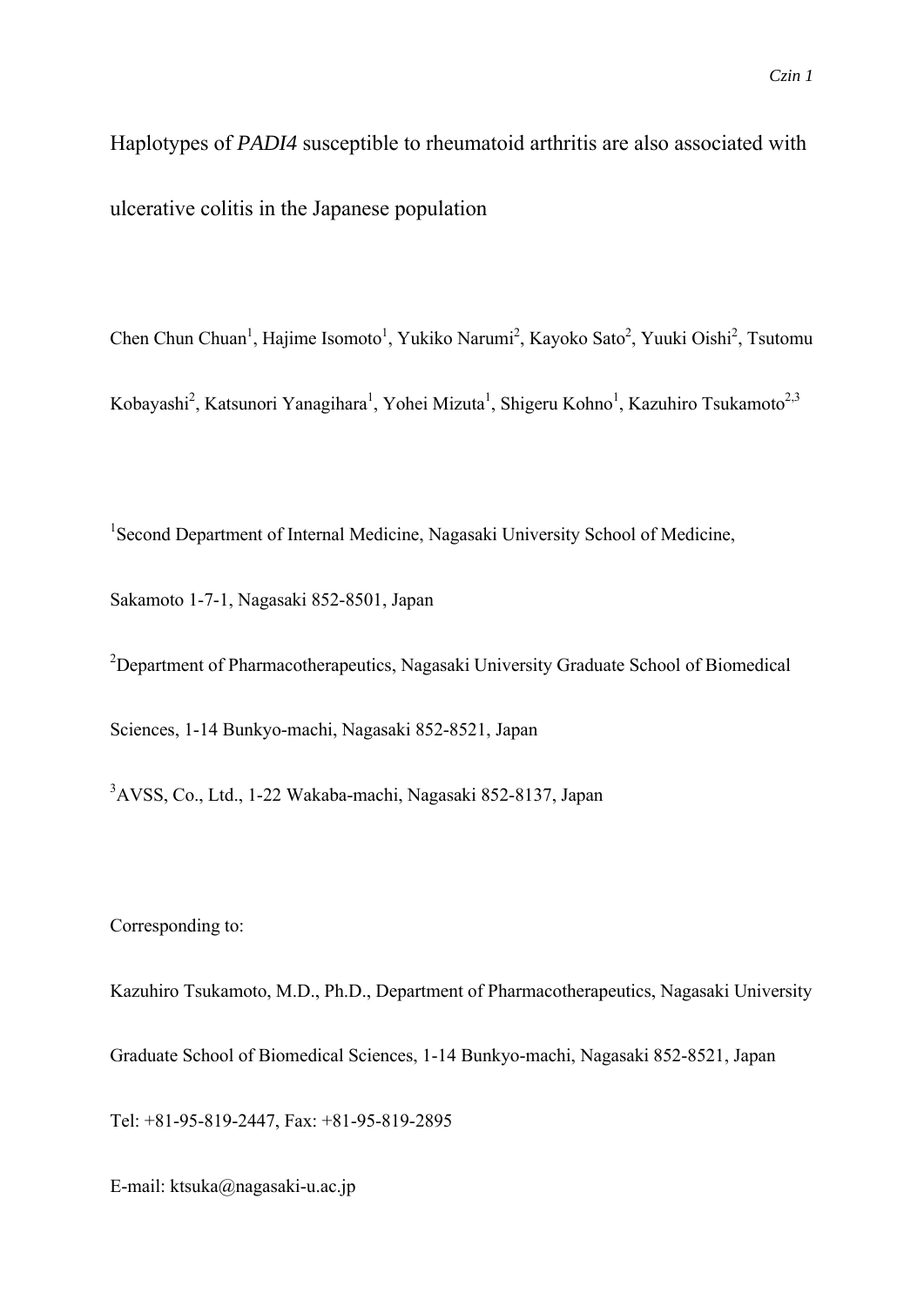# Haplotypes of *PADI4* susceptible to rheumatoid arthritis are also associated with ulcerative colitis in the Japanese population

Chen Chun Chuan[1], Hajime Isomoto[1], Yukiko Narumi[2], Kayoko Sato[2], Yuuki Oishi[2], Tsutomu Kobayashi[2], Katsunori Yanagihara[1], Yohei Mizuta[1], Shigeru Kohno[1], Kazuhiro Tsukamoto[2,3]

[1]Second Department of Internal Medicine, Nagasaki University School of Medicine, Sakamoto 1-7-1, Nagasaki 852-8501, Japan

[2]Department of Pharmacotherapeutics, Nagasaki University Graduate School of Biomedical Sciences, 1-14 Bunkyo-machi, Nagasaki 852-8521, Japan

[3]AVSS, Co., Ltd., 1-22 Wakaba-machi, Nagasaki 852-8137, Japan

Corresponding to:

Kazuhiro Tsukamoto, M.D., Ph.D., Department of Pharmacotherapeutics, Nagasaki University Graduate School of Biomedical Sciences, 1-14 Bunkyo-machi, Nagasaki 852-8521, Japan

Tel: +81-95-819-2447, Fax: +81-95-819-2895

E-mail: ktsuka@nagasaki-u.ac.jp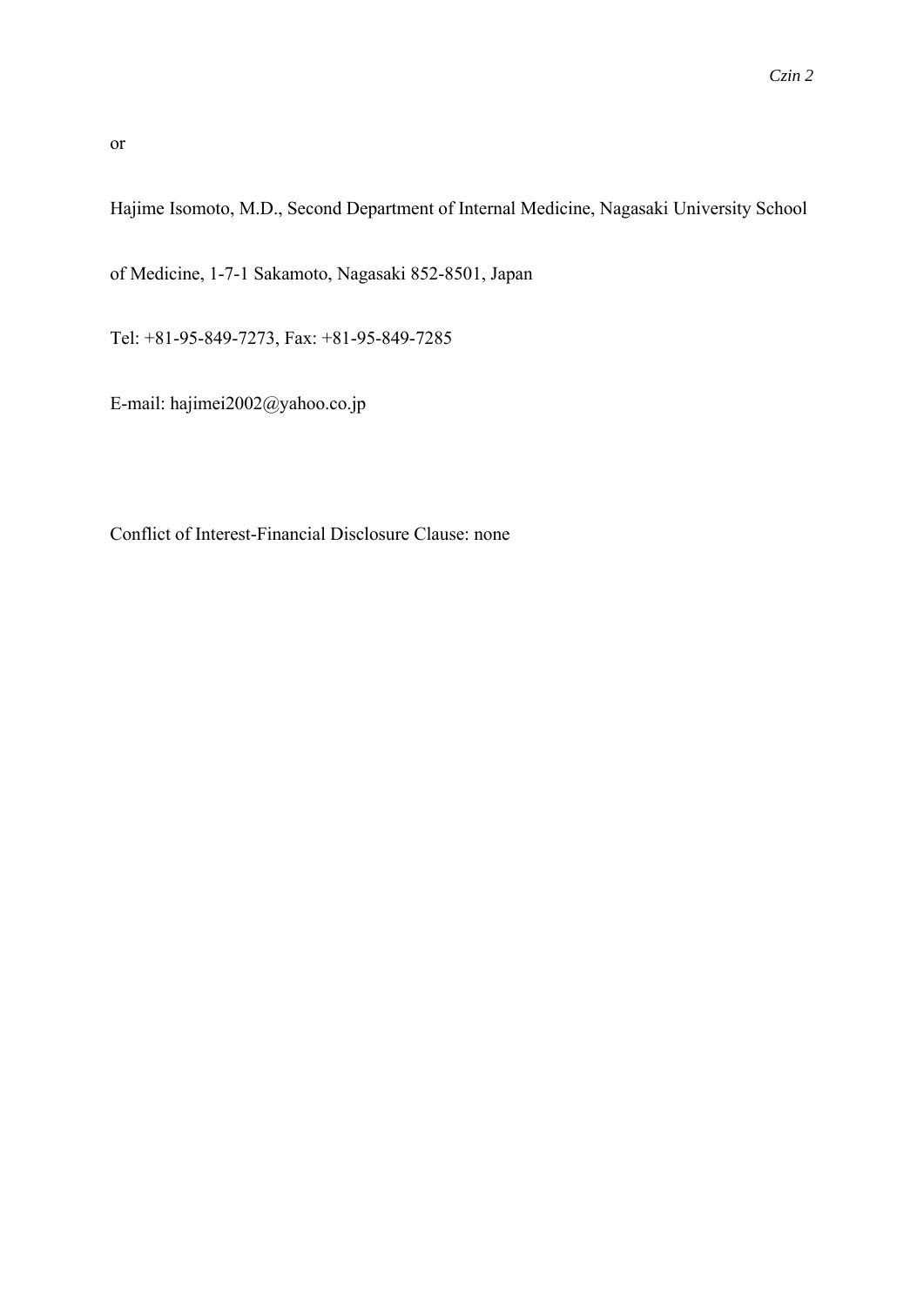or

Hajime Isomoto, M.D., Second Department of Internal Medicine, Nagasaki University School of Medicine, 1-7-1 Sakamoto, Nagasaki 852-8501, Japan

Tel: +81-95-849-7273, Fax: +81-95-849-7285

E-mail: hajimei2002@yahoo.co.jp

Conflict of Interest-Financial Disclosure Clause: none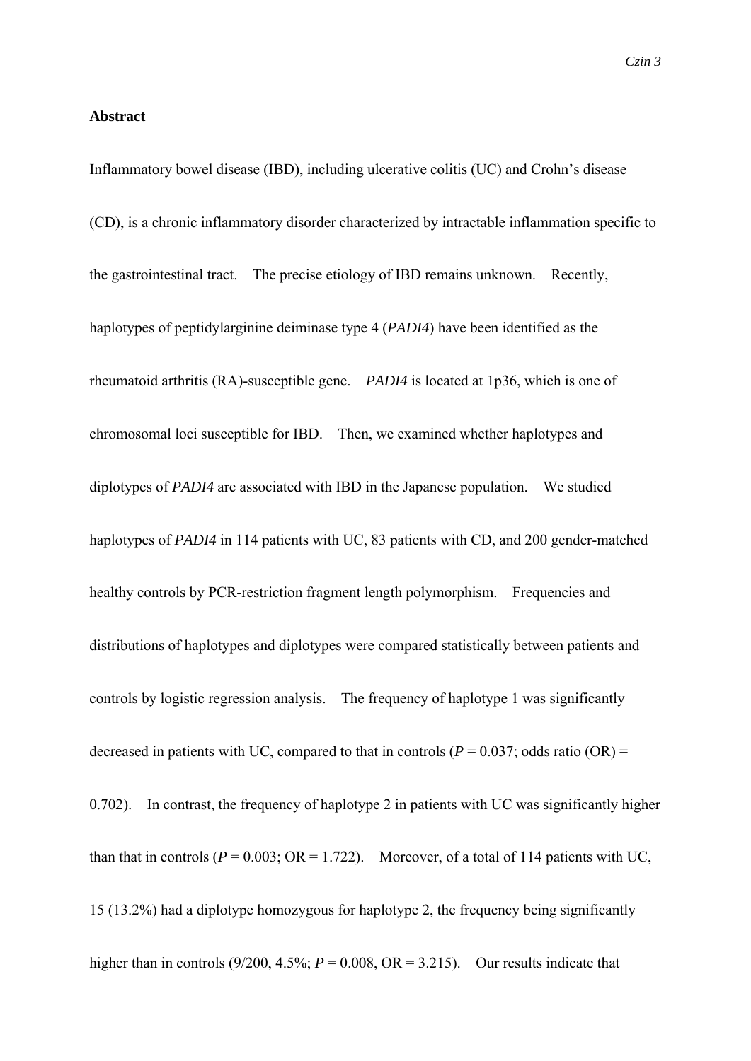## Abstract

Inflammatory bowel disease (IBD), including ulcerative colitis (UC) and Crohn's disease (CD), is a chronic inflammatory disorder characterized by intractable inflammation specific to the gastrointestinal tract. The precise etiology of IBD remains unknown. Recently, haplotypes of peptidylarginine deiminase type 4 (*PADI4*) have been identified as the rheumatoid arthritis (RA)-susceptible gene. *PADI4* is located at 1p36, which is one of chromosomal loci susceptible for IBD. Then, we examined whether haplotypes and diplotypes of *PADI4* are associated with IBD in the Japanese population. We studied haplotypes of *PADI4* in 114 patients with UC, 83 patients with CD, and 200 gender-matched healthy controls by PCR-restriction fragment length polymorphism. Frequencies and distributions of haplotypes and diplotypes were compared statistically between patients and controls by logistic regression analysis. The frequency of haplotype 1 was significantly decreased in patients with UC, compared to that in controls ($P = 0.037$; odds ratio (OR) = 0.702). In contrast, the frequency of haplotype 2 in patients with UC was significantly higher than that in controls ($P = 0.003$; OR = 1.722). Moreover, of a total of 114 patients with UC, 15 (13.2%) had a diplotype homozygous for haplotype 2, the frequency being significantly higher than in controls (9/200, 4.5%; $P = 0.008$, OR = 3.215). Our results indicate that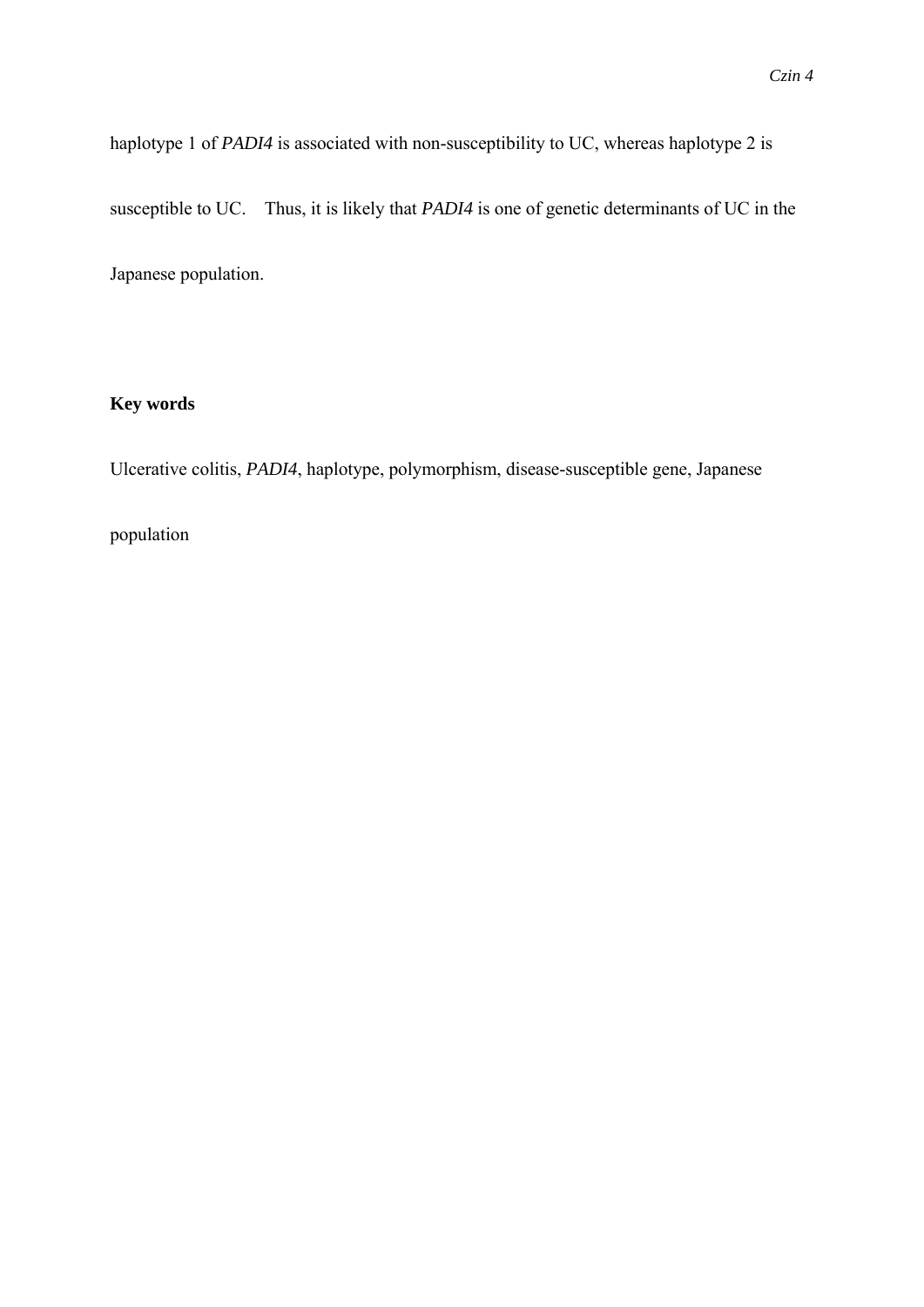haplotype 1 of *PADI4* is associated with non-susceptibility to UC, whereas haplotype 2 is susceptible to UC. Thus, it is likely that *PADI4* is one of genetic determinants of UC in the Japanese population.

**Key words**

Ulcerative colitis, *PADI4*, haplotype, polymorphism, disease-susceptible gene, Japanese population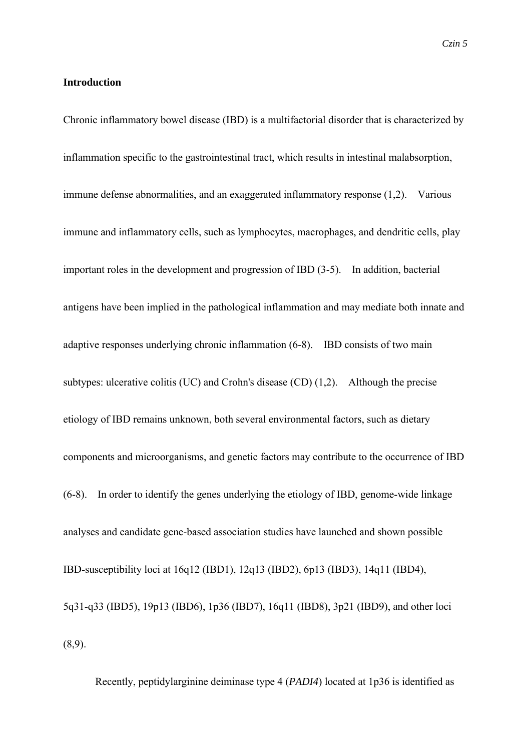## Introduction

Chronic inflammatory bowel disease (IBD) is a multifactorial disorder that is characterized by inflammation specific to the gastrointestinal tract, which results in intestinal malabsorption, immune defense abnormalities, and an exaggerated inflammatory response (1,2). Various immune and inflammatory cells, such as lymphocytes, macrophages, and dendritic cells, play important roles in the development and progression of IBD (3-5). In addition, bacterial antigens have been implied in the pathological inflammation and may mediate both innate and adaptive responses underlying chronic inflammation (6-8). IBD consists of two main subtypes: ulcerative colitis (UC) and Crohn's disease (CD) (1,2). Although the precise etiology of IBD remains unknown, both several environmental factors, such as dietary components and microorganisms, and genetic factors may contribute to the occurrence of IBD (6-8). In order to identify the genes underlying the etiology of IBD, genome-wide linkage analyses and candidate gene-based association studies have launched and shown possible IBD-susceptibility loci at 16q12 (IBD1), 12q13 (IBD2), 6p13 (IBD3), 14q11 (IBD4), 5q31-q33 (IBD5), 19p13 (IBD6), 1p36 (IBD7), 16q11 (IBD8), 3p21 (IBD9), and other loci (8,9).

Recently, peptidylarginine deiminase type 4 (*PADI4*) located at 1p36 is identified as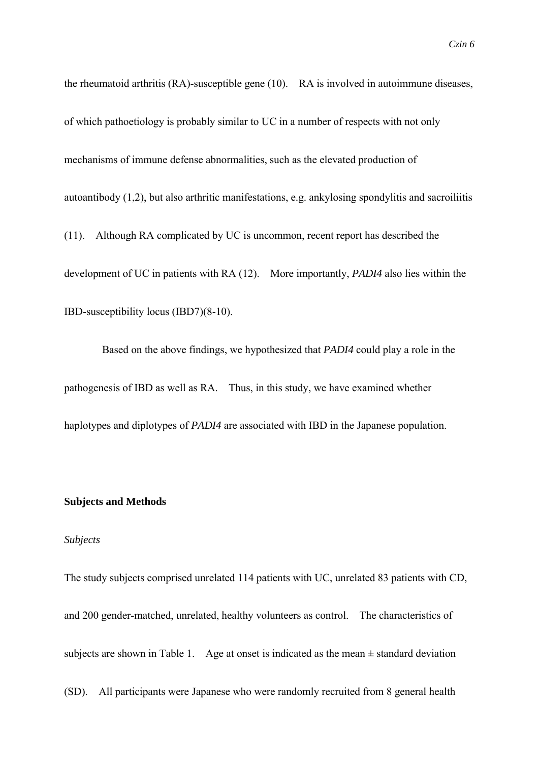the rheumatoid arthritis (RA)-susceptible gene (10). RA is involved in autoimmune diseases, of which pathoetiology is probably similar to UC in a number of respects with not only mechanisms of immune defense abnormalities, such as the elevated production of autoantibody (1,2), but also arthritic manifestations, e.g. ankylosing spondylitis and sacroiliitis (11). Although RA complicated by UC is uncommon, recent report has described the development of UC in patients with RA (12). More importantly, *PADI4* also lies within the IBD-susceptibility locus (IBD7)(8-10).

Based on the above findings, we hypothesized that *PADI4* could play a role in the pathogenesis of IBD as well as RA. Thus, in this study, we have examined whether haplotypes and diplotypes of *PADI4* are associated with IBD in the Japanese population.

## Subjects and Methods

### *Subjects*

The study subjects comprised unrelated 114 patients with UC, unrelated 83 patients with CD, and 200 gender-matched, unrelated, healthy volunteers as control. The characteristics of subjects are shown in Table 1. Age at onset is indicated as the mean ± standard deviation (SD). All participants were Japanese who were randomly recruited from 8 general health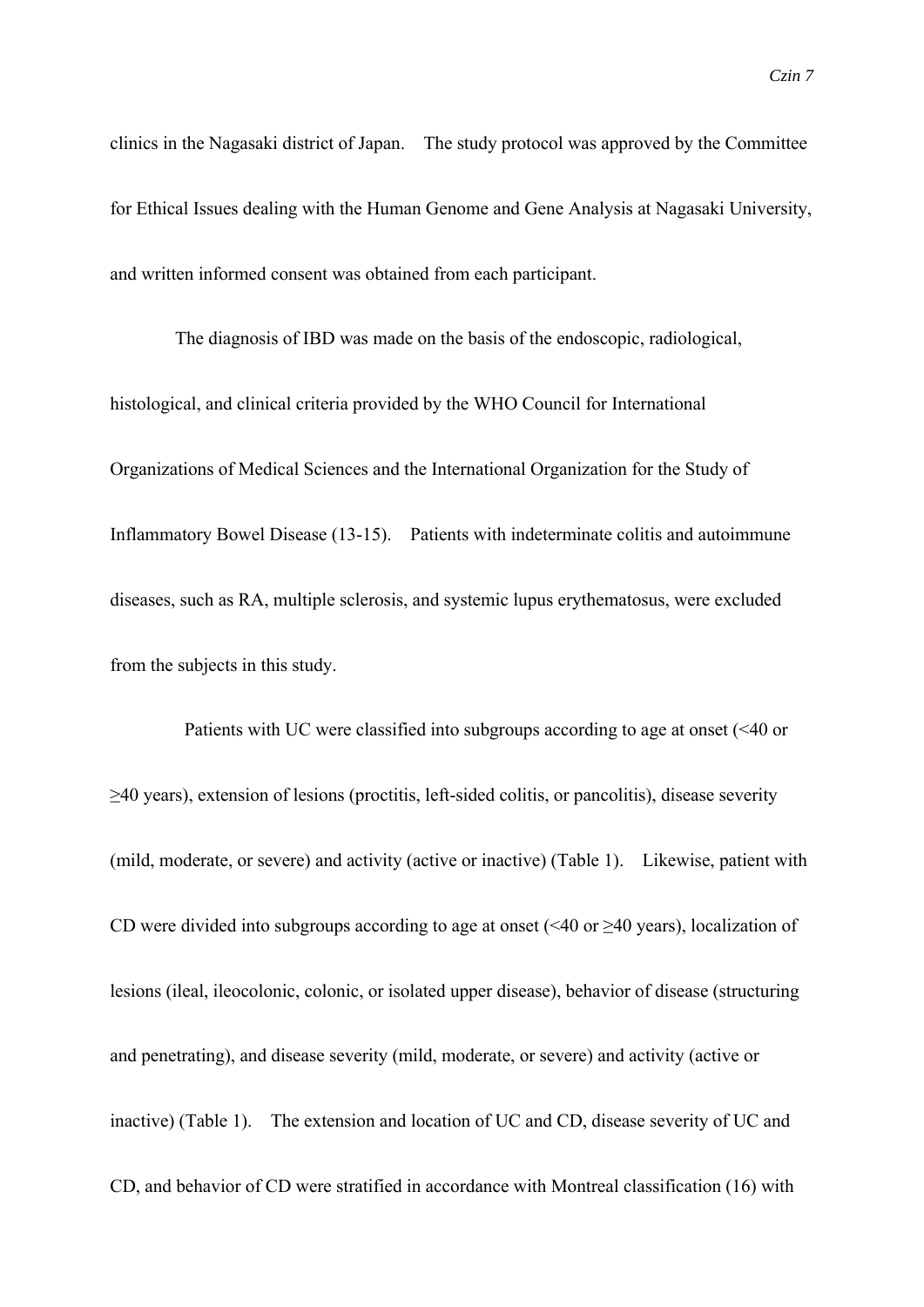clinics in the Nagasaki district of Japan. The study protocol was approved by the Committee for Ethical Issues dealing with the Human Genome and Gene Analysis at Nagasaki University, and written informed consent was obtained from each participant.

The diagnosis of IBD was made on the basis of the endoscopic, radiological, histological, and clinical criteria provided by the WHO Council for International Organizations of Medical Sciences and the International Organization for the Study of Inflammatory Bowel Disease (13-15). Patients with indeterminate colitis and autoimmune diseases, such as RA, multiple sclerosis, and systemic lupus erythematosus, were excluded from the subjects in this study.

Patients with UC were classified into subgroups according to age at onset (<40 or ≥40 years), extension of lesions (proctitis, left-sided colitis, or pancolitis), disease severity (mild, moderate, or severe) and activity (active or inactive) (Table 1). Likewise, patient with CD were divided into subgroups according to age at onset (<40 or ≥40 years), localization of lesions (ileal, ileocolonic, colonic, or isolated upper disease), behavior of disease (structuring and penetrating), and disease severity (mild, moderate, or severe) and activity (active or inactive) (Table 1). The extension and location of UC and CD, disease severity of UC and CD, and behavior of CD were stratified in accordance with Montreal classification (16) with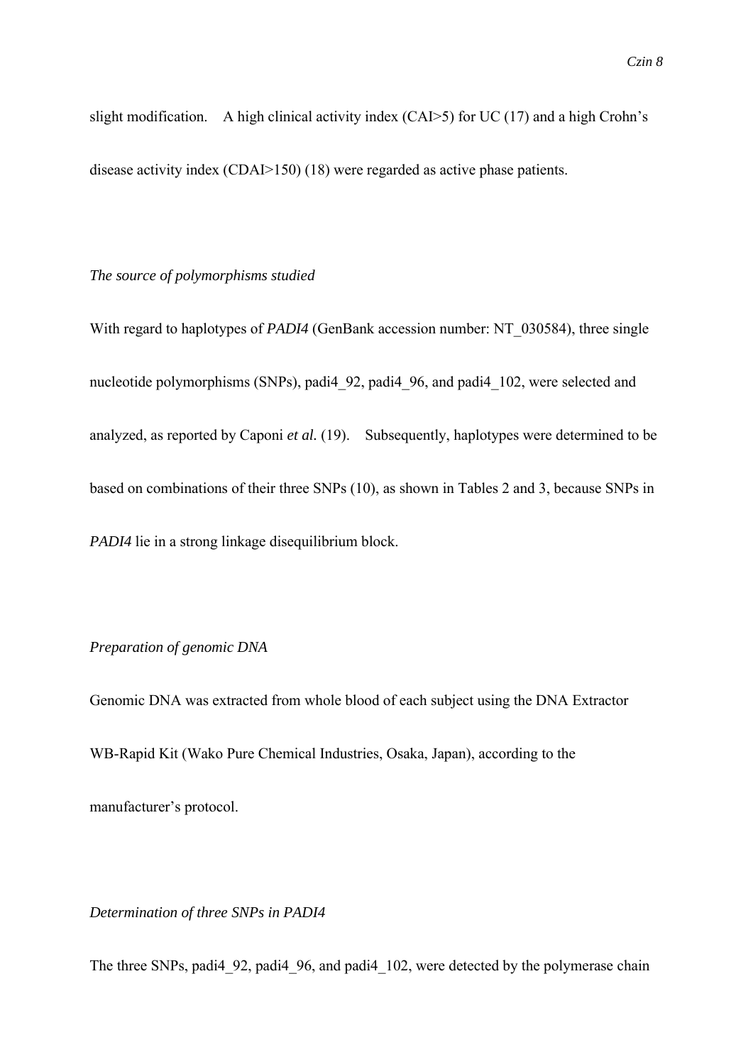slight modification. A high clinical activity index (CAI>5) for UC (17) and a high Crohn's disease activity index (CDAI>150) (18) were regarded as active phase patients.

*The source of polymorphisms studied*

With regard to haplotypes of *PADI4* (GenBank accession number: NT_030584), three single nucleotide polymorphisms (SNPs), padi4_92, padi4_96, and padi4_102, were selected and analyzed, as reported by Caponi *et al.* (19). Subsequently, haplotypes were determined to be based on combinations of their three SNPs (10), as shown in Tables 2 and 3, because SNPs in *PADI4* lie in a strong linkage disequilibrium block.

*Preparation of genomic DNA*

Genomic DNA was extracted from whole blood of each subject using the DNA Extractor WB-Rapid Kit (Wako Pure Chemical Industries, Osaka, Japan), according to the manufacturer's protocol.

*Determination of three SNPs in PADI4*

The three SNPs, padi4_92, padi4_96, and padi4_102, were detected by the polymerase chain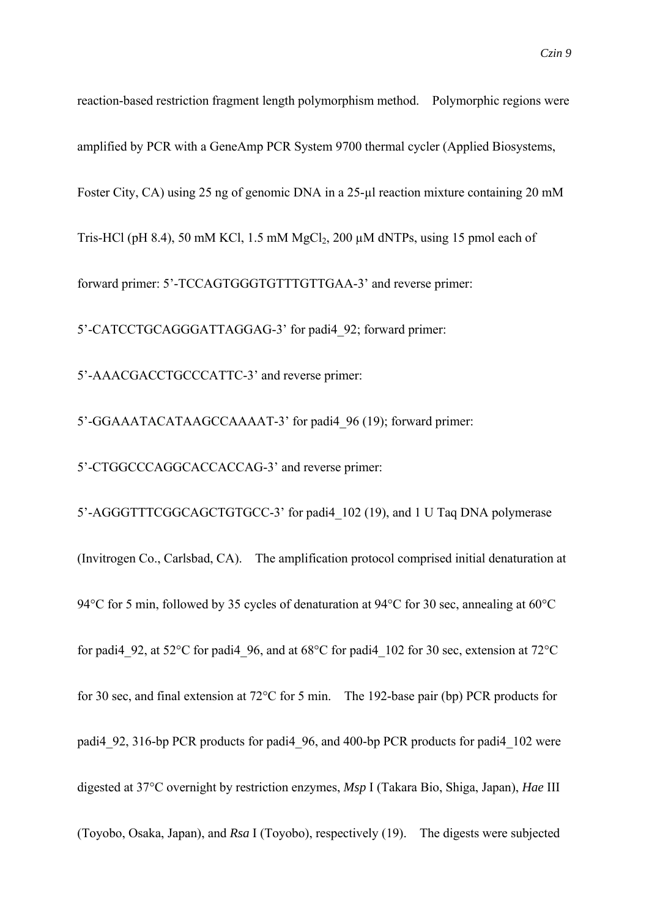reaction-based restriction fragment length polymorphism method. Polymorphic regions were amplified by PCR with a GeneAmp PCR System 9700 thermal cycler (Applied Biosystems, Foster City, CA) using 25 ng of genomic DNA in a 25-μl reaction mixture containing 20 mM Tris-HCl (pH 8.4), 50 mM KCl, 1.5 mM $MgCl_2$, 200 μM dNTPs, using 15 pmol each of forward primer: 5'-TCCAGTGGGTGTTTGTTGAA-3' and reverse primer: 5'-CATCCTGCAGGGATTAGGAG-3' for padi4_92; forward primer: 5'-AAACGACCTGCCCATTC-3' and reverse primer: 5'-GGAAATACATAAGCCAAAAT-3' for padi4_96 (19); forward primer: 5'-CTGGCCCAGGCACCACCAG-3' and reverse primer: 5'-AGGGTTTCGGCAGCTGTGCC-3' for padi4_102 (19), and 1 U Taq DNA polymerase (Invitrogen Co., Carlsbad, CA). The amplification protocol comprised initial denaturation at 94°C for 5 min, followed by 35 cycles of denaturation at 94°C for 30 sec, annealing at 60°C for padi4_92, at 52°C for padi4_96, and at 68°C for padi4_102 for 30 sec, extension at 72°C for 30 sec, and final extension at 72°C for 5 min. The 192-base pair (bp) PCR products for padi4_92, 316-bp PCR products for padi4_96, and 400-bp PCR products for padi4_102 were digested at 37°C overnight by restriction enzymes, *Msp* I (Takara Bio, Shiga, Japan), *Hae* III (Toyobo, Osaka, Japan), and *Rsa* I (Toyobo), respectively (19). The digests were subjected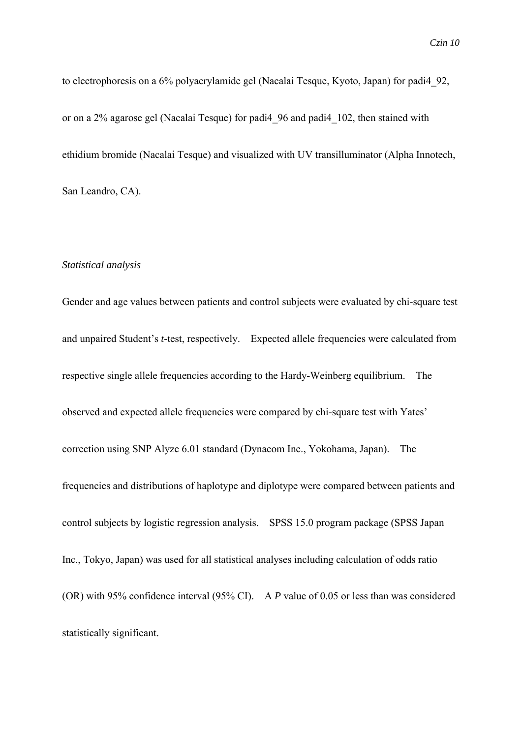to electrophoresis on a 6% polyacrylamide gel (Nacalai Tesque, Kyoto, Japan) for padi4_92, or on a 2% agarose gel (Nacalai Tesque) for padi4_96 and padi4_102, then stained with ethidium bromide (Nacalai Tesque) and visualized with UV transilluminator (Alpha Innotech, San Leandro, CA).

*Statistical analysis*

Gender and age values between patients and control subjects were evaluated by chi-square test and unpaired Student's *t*-test, respectively. Expected allele frequencies were calculated from respective single allele frequencies according to the Hardy-Weinberg equilibrium. The observed and expected allele frequencies were compared by chi-square test with Yates' correction using SNP Alyze 6.01 standard (Dynacom Inc., Yokohama, Japan). The frequencies and distributions of haplotype and diplotype were compared between patients and control subjects by logistic regression analysis. SPSS 15.0 program package (SPSS Japan Inc., Tokyo, Japan) was used for all statistical analyses including calculation of odds ratio (OR) with 95% confidence interval (95% CI). A *P* value of 0.05 or less than was considered statistically significant.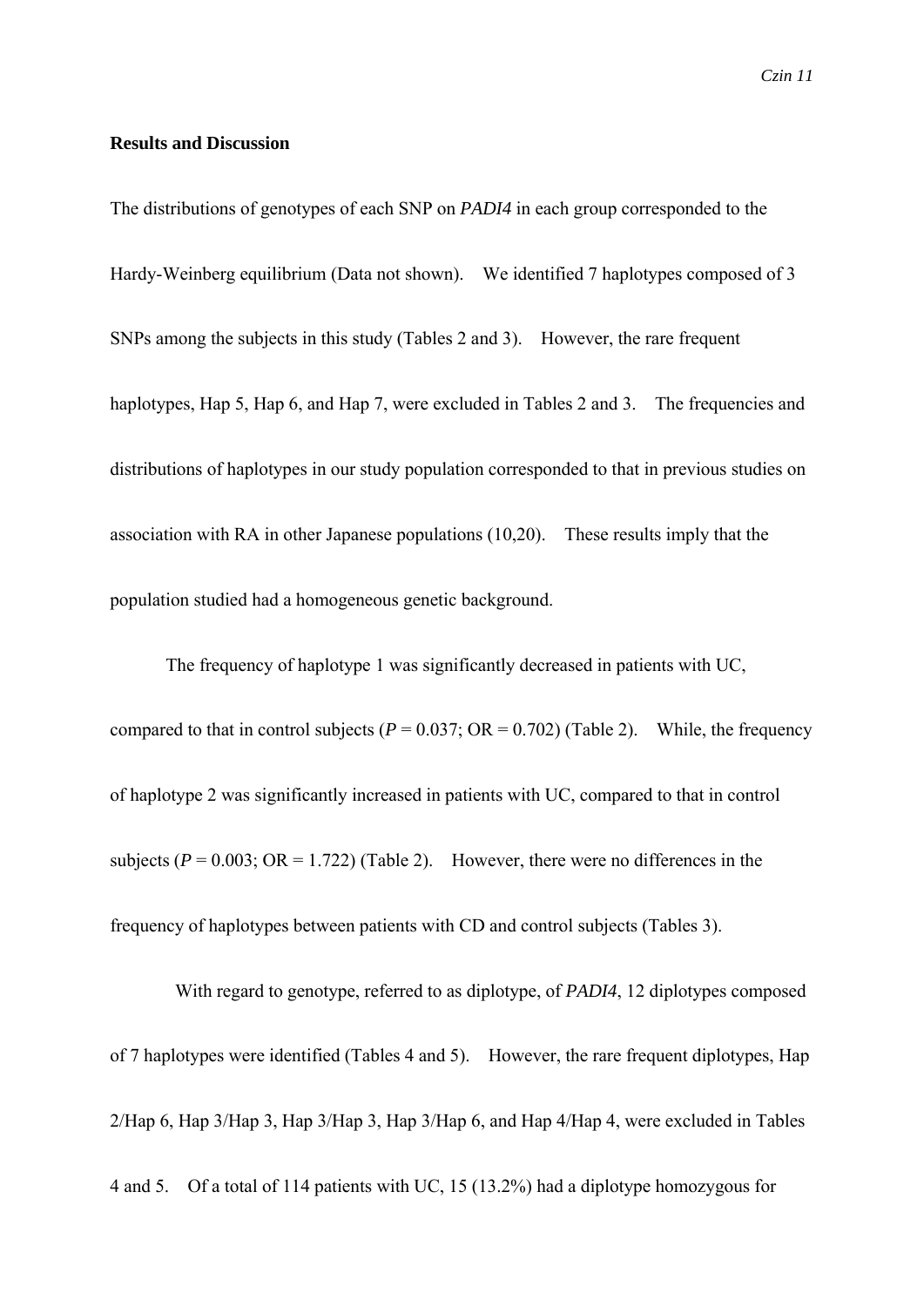**Results and Discussion**

The distributions of genotypes of each SNP on *PADI4* in each group corresponded to the Hardy-Weinberg equilibrium (Data not shown). We identified 7 haplotypes composed of 3 SNPs among the subjects in this study (Tables 2 and 3). However, the rare frequent haplotypes, Hap 5, Hap 6, and Hap 7, were excluded in Tables 2 and 3. The frequencies and distributions of haplotypes in our study population corresponded to that in previous studies on association with RA in other Japanese populations (10,20). These results imply that the population studied had a homogeneous genetic background.

The frequency of haplotype 1 was significantly decreased in patients with UC, compared to that in control subjects ($P$ = 0.037; OR = 0.702) (Table 2). While, the frequency of haplotype 2 was significantly increased in patients with UC, compared to that in control subjects ($P$ = 0.003; OR = 1.722) (Table 2). However, there were no differences in the frequency of haplotypes between patients with CD and control subjects (Tables 3).

With regard to genotype, referred to as diplotype, of *PADI4*, 12 diplotypes composed of 7 haplotypes were identified (Tables 4 and 5). However, the rare frequent diplotypes, Hap 2/Hap 6, Hap 3/Hap 3, Hap 3/Hap 3, Hap 3/Hap 6, and Hap 4/Hap 4, were excluded in Tables 4 and 5. Of a total of 114 patients with UC, 15 (13.2%) had a diplotype homozygous for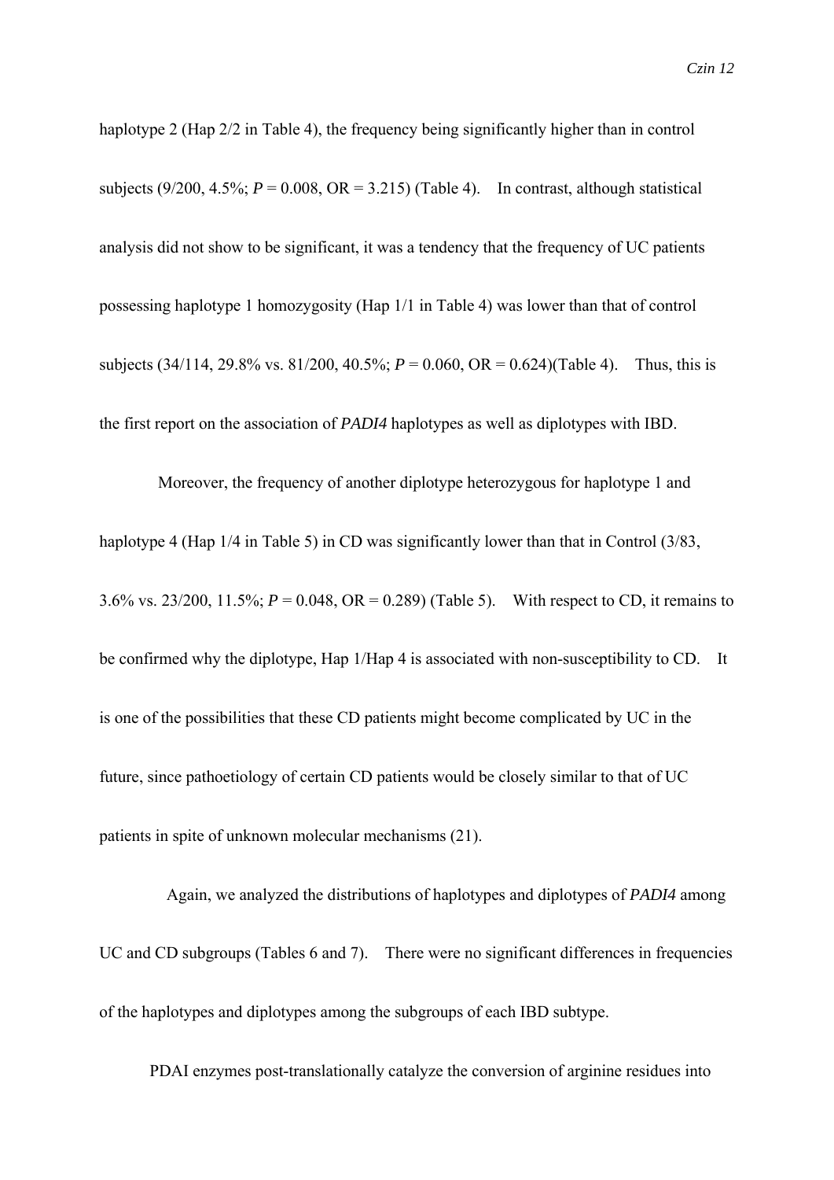haplotype 2 (Hap 2/2 in Table 4), the frequency being significantly higher than in control subjects (9/200, 4.5%; $P = 0.008$, OR = 3.215) (Table 4). In contrast, although statistical analysis did not show to be significant, it was a tendency that the frequency of UC patients possessing haplotype 1 homozygosity (Hap 1/1 in Table 4) was lower than that of control subjects (34/114, 29.8% vs. 81/200, 40.5%; $P = 0.060$, OR = 0.624)(Table 4). Thus, this is the first report on the association of *PADI4* haplotypes as well as diplotypes with IBD.

Moreover, the frequency of another diplotype heterozygous for haplotype 1 and haplotype 4 (Hap 1/4 in Table 5) in CD was significantly lower than that in Control (3/83, 3.6% vs. 23/200, 11.5%; $P = 0.048$, OR = 0.289) (Table 5). With respect to CD, it remains to be confirmed why the diplotype, Hap 1/Hap 4 is associated with non-susceptibility to CD. It is one of the possibilities that these CD patients might become complicated by UC in the future, since pathoetiology of certain CD patients would be closely similar to that of UC patients in spite of unknown molecular mechanisms (21).

Again, we analyzed the distributions of haplotypes and diplotypes of *PADI4* among UC and CD subgroups (Tables 6 and 7). There were no significant differences in frequencies of the haplotypes and diplotypes among the subgroups of each IBD subtype.

PDAI enzymes post-translationally catalyze the conversion of arginine residues into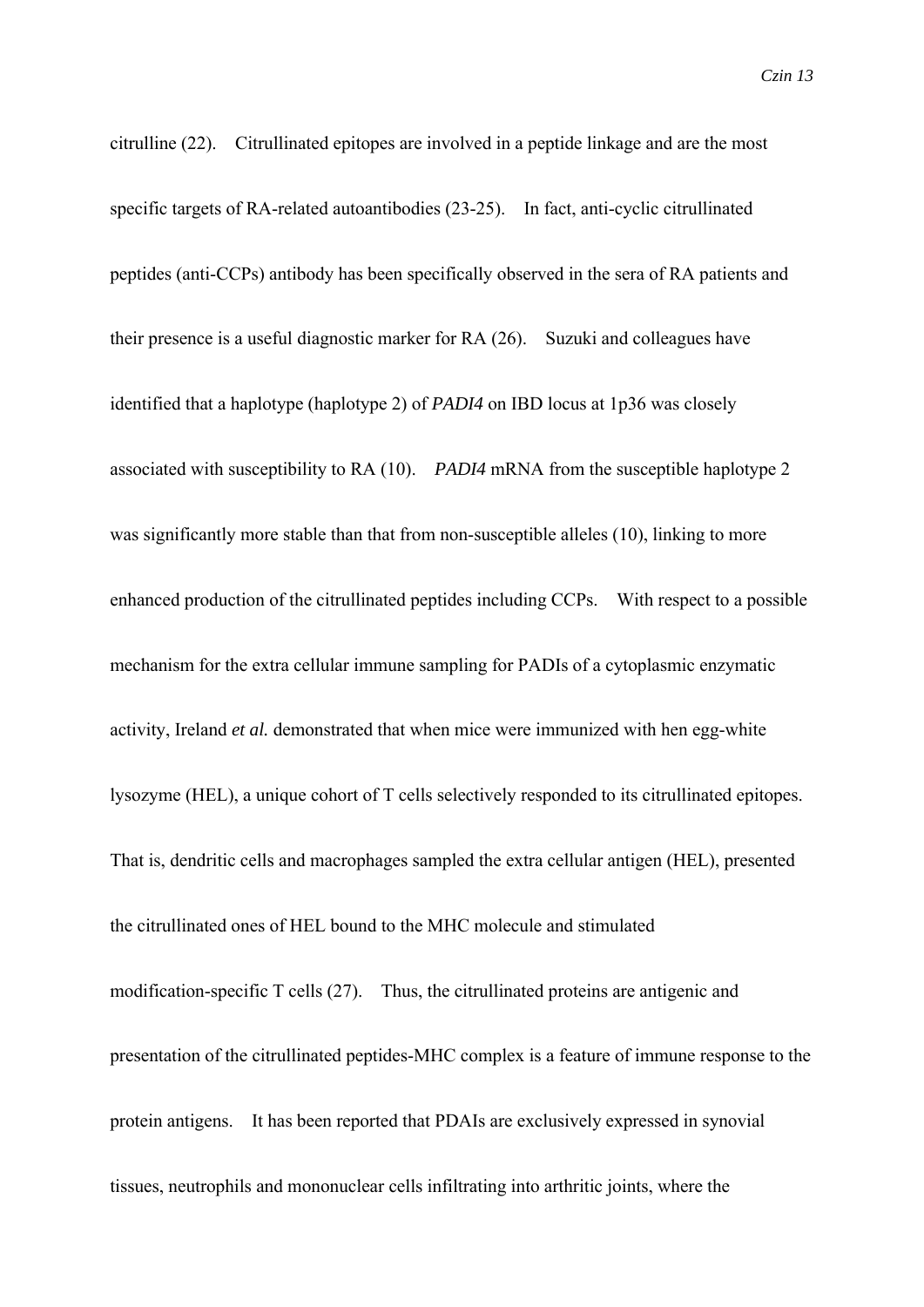citrulline (22). Citrullinated epitopes are involved in a peptide linkage and are the most specific targets of RA-related autoantibodies (23-25). In fact, anti-cyclic citrullinated peptides (anti-CCPs) antibody has been specifically observed in the sera of RA patients and their presence is a useful diagnostic marker for RA (26). Suzuki and colleagues have identified that a haplotype (haplotype 2) of *PADI4* on IBD locus at 1p36 was closely associated with susceptibility to RA (10). *PADI4* mRNA from the susceptible haplotype 2 was significantly more stable than that from non-susceptible alleles (10), linking to more enhanced production of the citrullinated peptides including CCPs. With respect to a possible mechanism for the extra cellular immune sampling for PADIs of a cytoplasmic enzymatic activity, Ireland *et al.* demonstrated that when mice were immunized with hen egg-white lysozyme (HEL), a unique cohort of T cells selectively responded to its citrullinated epitopes. That is, dendritic cells and macrophages sampled the extra cellular antigen (HEL), presented the citrullinated ones of HEL bound to the MHC molecule and stimulated modification-specific T cells (27). Thus, the citrullinated proteins are antigenic and presentation of the citrullinated peptides-MHC complex is a feature of immune response to the protein antigens. It has been reported that PDAIs are exclusively expressed in synovial tissues, neutrophils and mononuclear cells infiltrating into arthritic joints, where the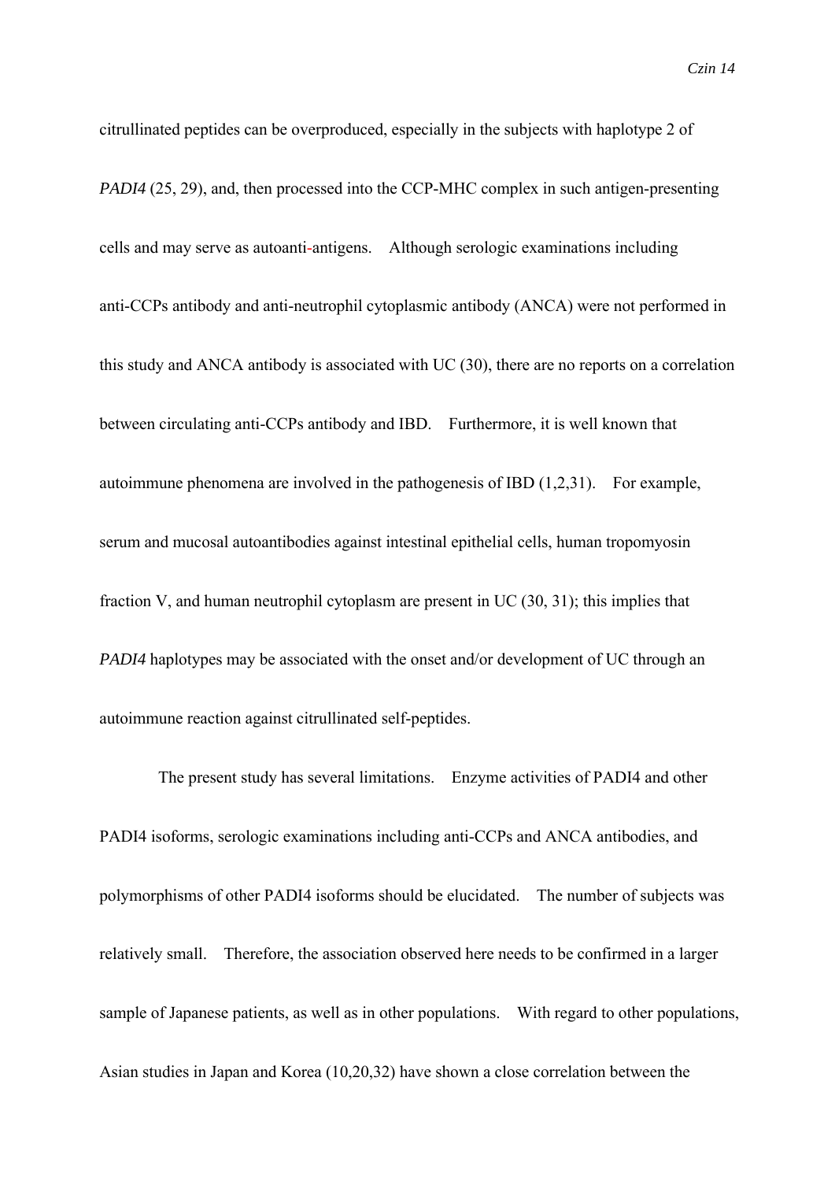citrullinated peptides can be overproduced, especially in the subjects with haplotype 2 of *PADI4* (25, 29), and, then processed into the CCP-MHC complex in such antigen-presenting cells and may serve as autoanti-antigens. Although serologic examinations including anti-CCPs antibody and anti-neutrophil cytoplasmic antibody (ANCA) were not performed in this study and ANCA antibody is associated with UC (30), there are no reports on a correlation between circulating anti-CCPs antibody and IBD. Furthermore, it is well known that autoimmune phenomena are involved in the pathogenesis of IBD (1,2,31). For example, serum and mucosal autoantibodies against intestinal epithelial cells, human tropomyosin fraction V, and human neutrophil cytoplasm are present in UC (30, 31); this implies that *PADI4* haplotypes may be associated with the onset and/or development of UC through an autoimmune reaction against citrullinated self-peptides.

The present study has several limitations. Enzyme activities of PADI4 and other PADI4 isoforms, serologic examinations including anti-CCPs and ANCA antibodies, and polymorphisms of other PADI4 isoforms should be elucidated. The number of subjects was relatively small. Therefore, the association observed here needs to be confirmed in a larger sample of Japanese patients, as well as in other populations. With regard to other populations, Asian studies in Japan and Korea (10,20,32) have shown a close correlation between the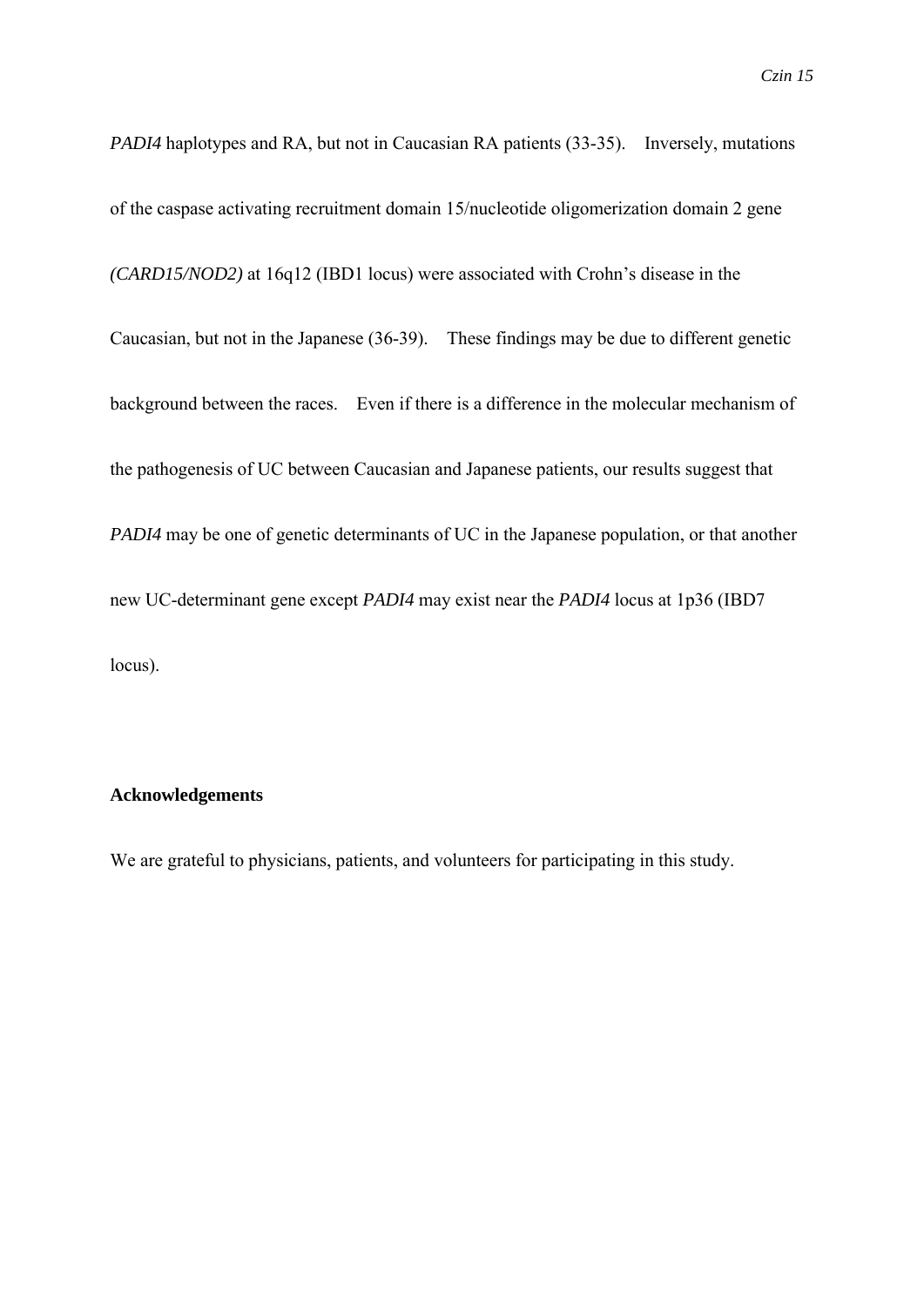*PADI4* haplotypes and RA, but not in Caucasian RA patients (33-35). Inversely, mutations of the caspase activating recruitment domain 15/nucleotide oligomerization domain 2 gene *(CARD15/NOD2)* at 16q12 (IBD1 locus) were associated with Crohn's disease in the Caucasian, but not in the Japanese (36-39). These findings may be due to different genetic background between the races. Even if there is a difference in the molecular mechanism of the pathogenesis of UC between Caucasian and Japanese patients, our results suggest that *PADI4* may be one of genetic determinants of UC in the Japanese population, or that another new UC-determinant gene except *PADI4* may exist near the *PADI4* locus at 1p36 (IBD7 locus).

**Acknowledgements**

We are grateful to physicians, patients, and volunteers for participating in this study.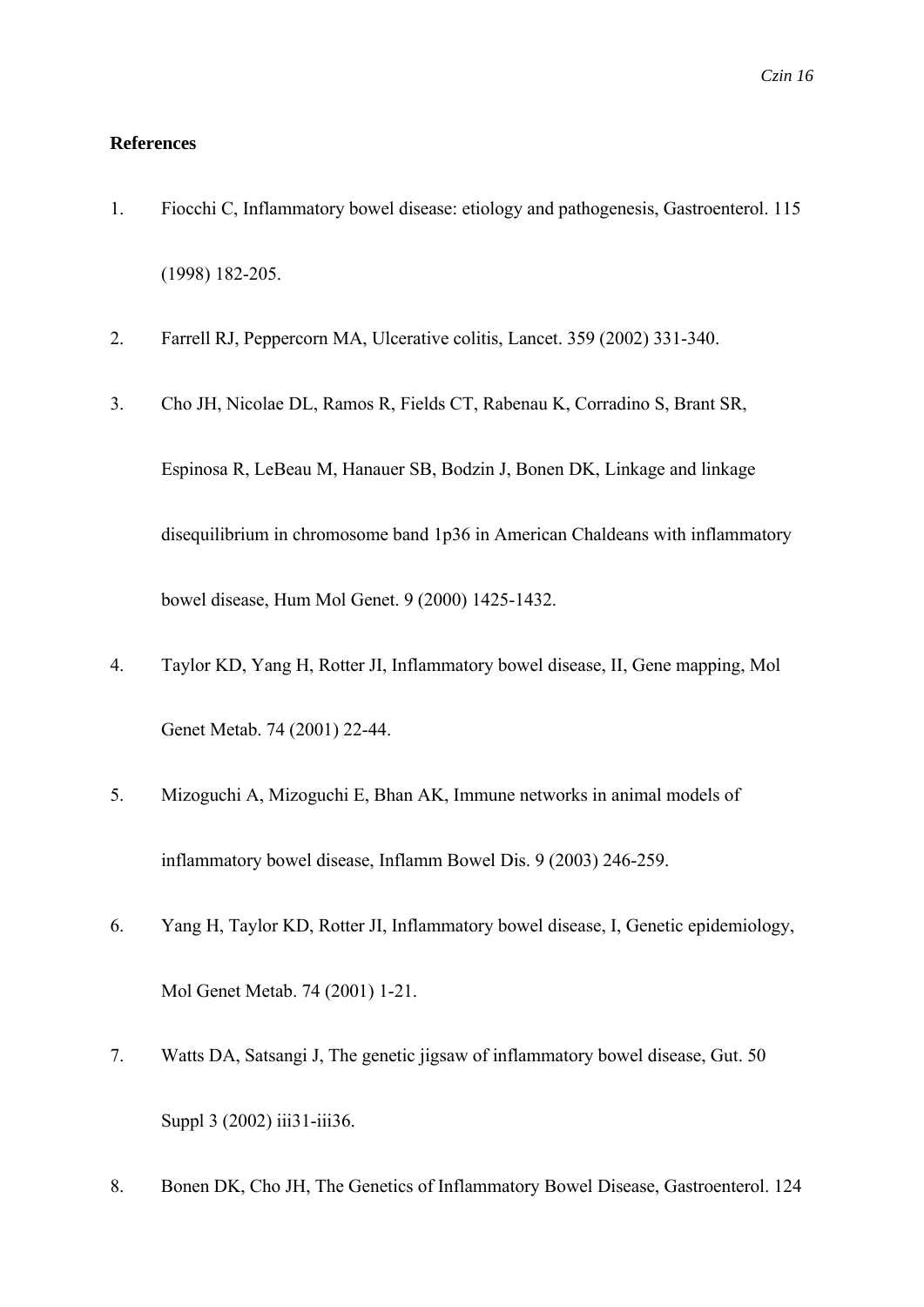**References**

1. Fiocchi C, Inflammatory bowel disease: etiology and pathogenesis, Gastroenterol. 115 (1998) 182-205.

2. Farrell RJ, Peppercorn MA, Ulcerative colitis, Lancet. 359 (2002) 331-340.

3. Cho JH, Nicolae DL, Ramos R, Fields CT, Rabenau K, Corradino S, Brant SR, Espinosa R, LeBeau M, Hanauer SB, Bodzin J, Bonen DK, Linkage and linkage disequilibrium in chromosome band 1p36 in American Chaldeans with inflammatory bowel disease, Hum Mol Genet. 9 (2000) 1425-1432.

4. Taylor KD, Yang H, Rotter JI, Inflammatory bowel disease, II, Gene mapping, Mol Genet Metab. 74 (2001) 22-44.

5. Mizoguchi A, Mizoguchi E, Bhan AK, Immune networks in animal models of inflammatory bowel disease, Inflamm Bowel Dis. 9 (2003) 246-259.

6. Yang H, Taylor KD, Rotter JI, Inflammatory bowel disease, I, Genetic epidemiology, Mol Genet Metab. 74 (2001) 1-21.

7. Watts DA, Satsangi J, The genetic jigsaw of inflammatory bowel disease, Gut. 50 Suppl 3 (2002) iii31-iii36.

8. Bonen DK, Cho JH, The Genetics of Inflammatory Bowel Disease, Gastroenterol. 124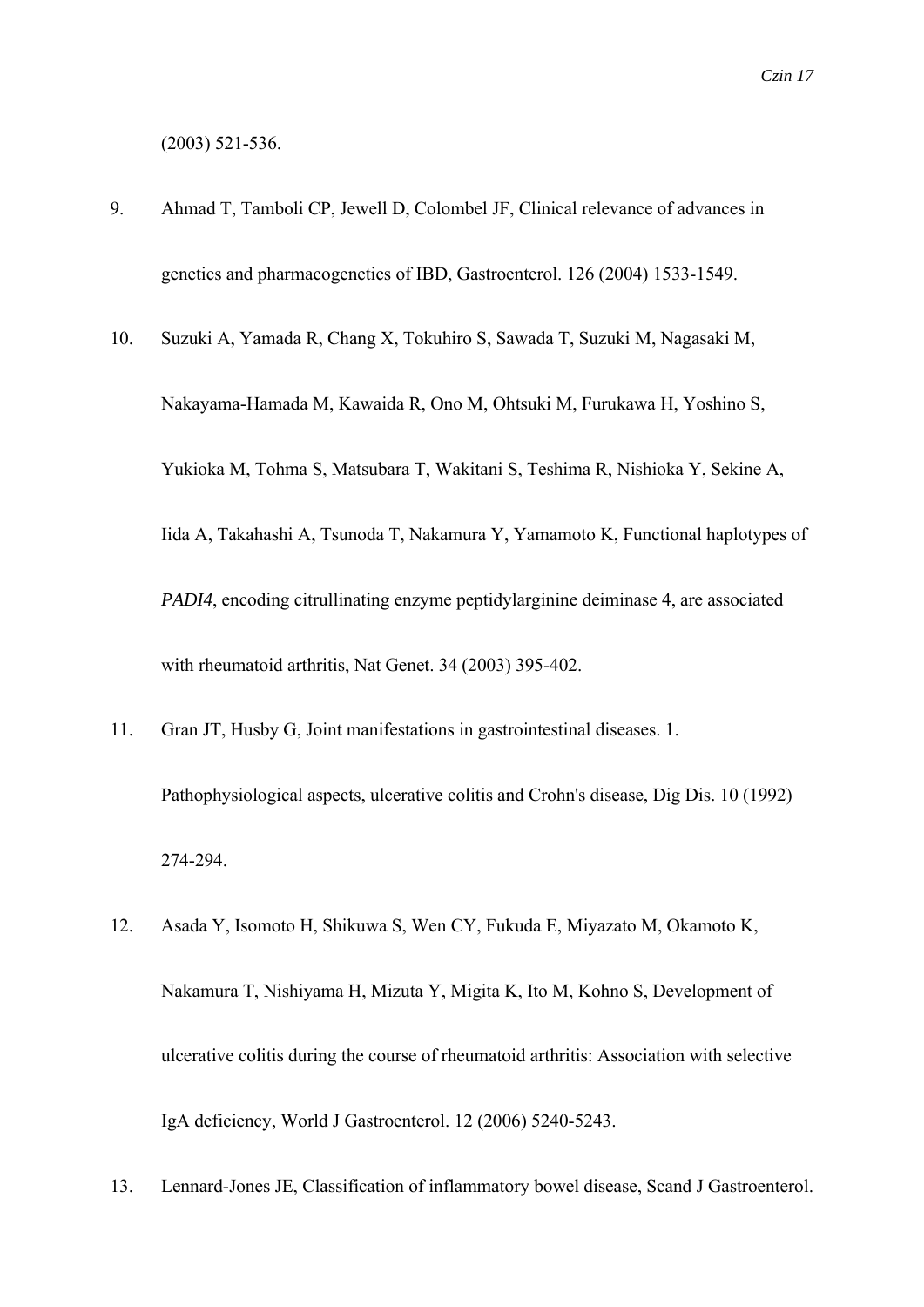(2003) 521-536.

9. Ahmad T, Tamboli CP, Jewell D, Colombel JF, Clinical relevance of advances in genetics and pharmacogenetics of IBD, Gastroenterol. 126 (2004) 1533-1549.

10. Suzuki A, Yamada R, Chang X, Tokuhiro S, Sawada T, Suzuki M, Nagasaki M, Nakayama-Hamada M, Kawaida R, Ono M, Ohtsuki M, Furukawa H, Yoshino S, Yukioka M, Tohma S, Matsubara T, Wakitani S, Teshima R, Nishioka Y, Sekine A, Iida A, Takahashi A, Tsunoda T, Nakamura Y, Yamamoto K, Functional haplotypes of *PADI4*, encoding citrullinating enzyme peptidylarginine deiminase 4, are associated with rheumatoid arthritis, Nat Genet. 34 (2003) 395-402.

11. Gran JT, Husby G, Joint manifestations in gastrointestinal diseases. 1. Pathophysiological aspects, ulcerative colitis and Crohn's disease, Dig Dis. 10 (1992) 274-294.

12. Asada Y, Isomoto H, Shikuwa S, Wen CY, Fukuda E, Miyazato M, Okamoto K, Nakamura T, Nishiyama H, Mizuta Y, Migita K, Ito M, Kohno S, Development of ulcerative colitis during the course of rheumatoid arthritis: Association with selective IgA deficiency, World J Gastroenterol. 12 (2006) 5240-5243.

13. Lennard-Jones JE, Classification of inflammatory bowel disease, Scand J Gastroenterol.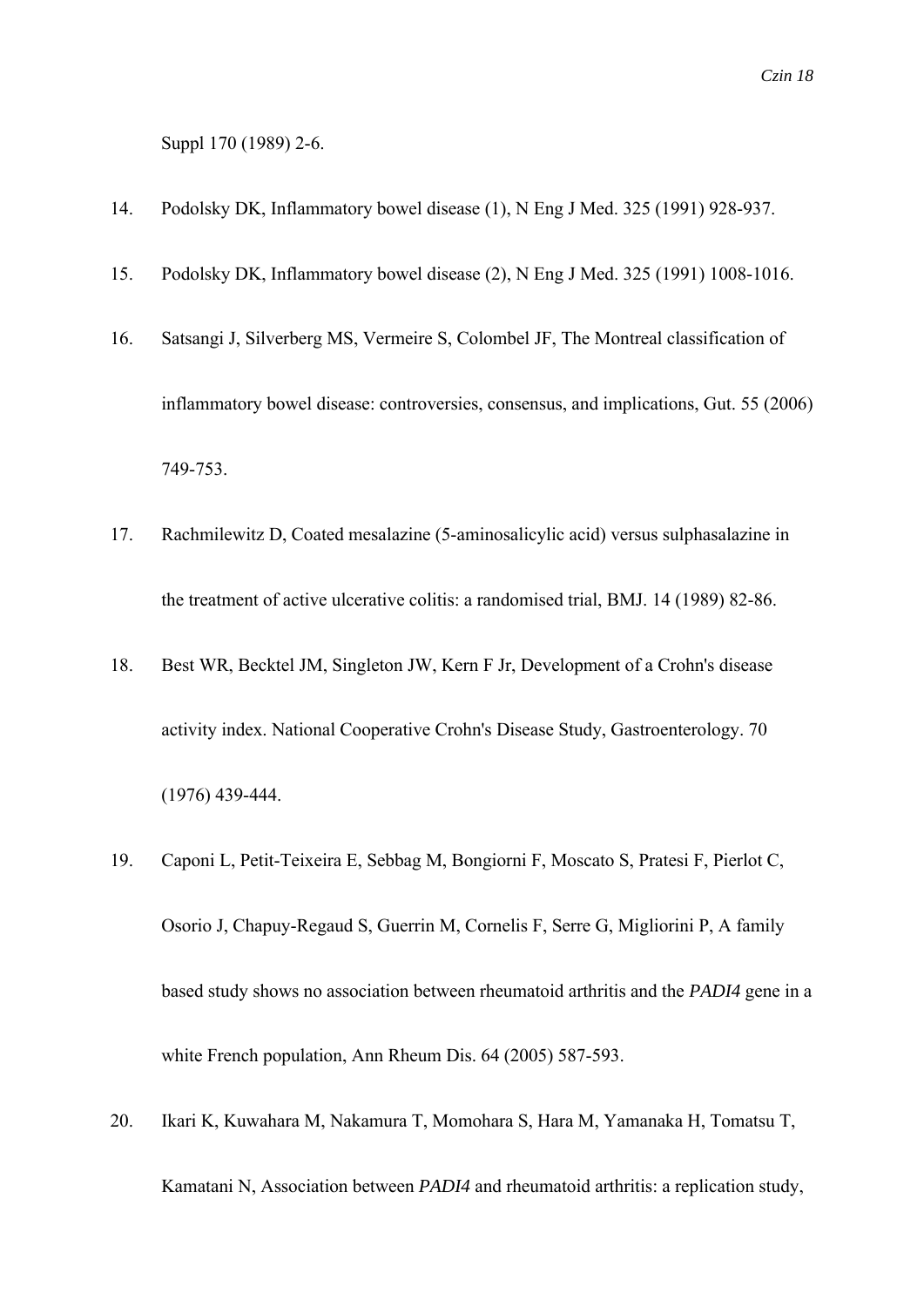Suppl 170 (1989) 2-6.

14. Podolsky DK, Inflammatory bowel disease (1), N Eng J Med. 325 (1991) 928-937.

15. Podolsky DK, Inflammatory bowel disease (2), N Eng J Med. 325 (1991) 1008-1016.

16. Satsangi J, Silverberg MS, Vermeire S, Colombel JF, The Montreal classification of inflammatory bowel disease: controversies, consensus, and implications, Gut. 55 (2006) 749-753.

17. Rachmilewitz D, Coated mesalazine (5-aminosalicylic acid) versus sulphasalazine in the treatment of active ulcerative colitis: a randomised trial, BMJ. 14 (1989) 82-86.

18. Best WR, Becktel JM, Singleton JW, Kern F Jr, Development of a Crohn's disease activity index. National Cooperative Crohn's Disease Study, Gastroenterology. 70 (1976) 439-444.

19. Caponi L, Petit-Teixeira E, Sebbag M, Bongiorni F, Moscato S, Pratesi F, Pierlot C, Osorio J, Chapuy-Regaud S, Guerrin M, Cornelis F, Serre G, Migliorini P, A family based study shows no association between rheumatoid arthritis and the *PADI4* gene in a white French population, Ann Rheum Dis. 64 (2005) 587-593.

20. Ikari K, Kuwahara M, Nakamura T, Momohara S, Hara M, Yamanaka H, Tomatsu T, Kamatani N, Association between *PADI4* and rheumatoid arthritis: a replication study,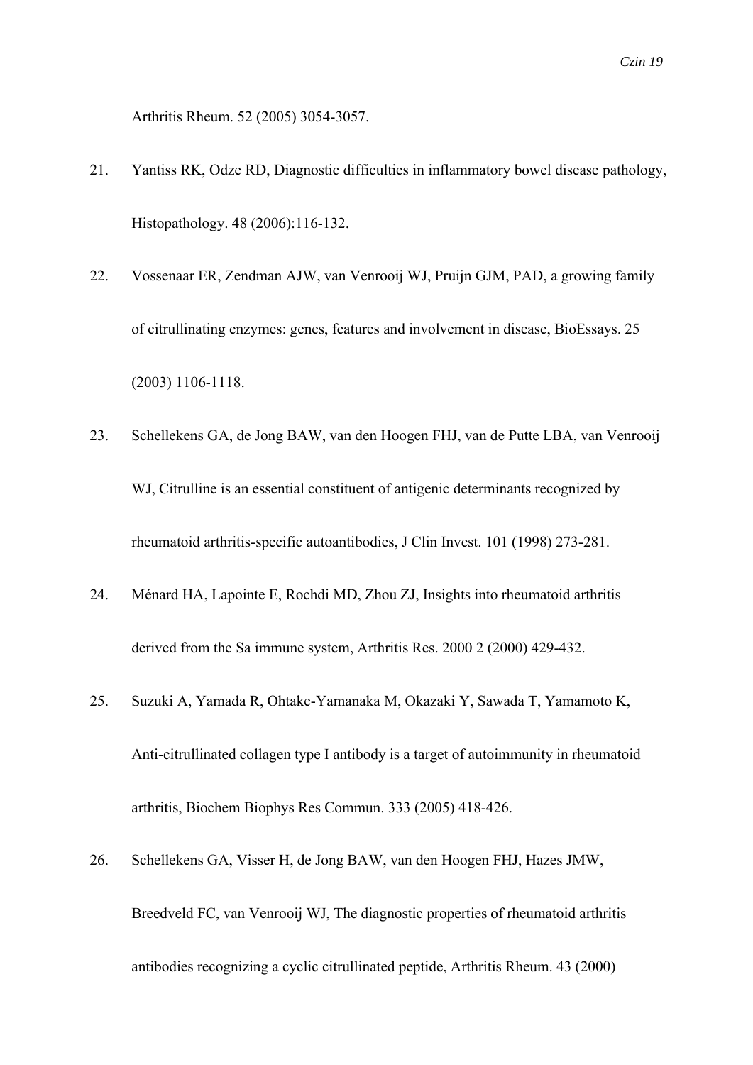Arthritis Rheum. 52 (2005) 3054-3057.

21. Yantiss RK, Odze RD, Diagnostic difficulties in inflammatory bowel disease pathology, Histopathology. 48 (2006):116-132.

22. Vossenaar ER, Zendman AJW, van Venrooij WJ, Pruijn GJM, PAD, a growing family of citrullinating enzymes: genes, features and involvement in disease, BioEssays. 25 (2003) 1106-1118.

23. Schellekens GA, de Jong BAW, van den Hoogen FHJ, van de Putte LBA, van Venrooij WJ, Citrulline is an essential constituent of antigenic determinants recognized by rheumatoid arthritis-specific autoantibodies, J Clin Invest. 101 (1998) 273-281.

24. Ménard HA, Lapointe E, Rochdi MD, Zhou ZJ, Insights into rheumatoid arthritis derived from the Sa immune system, Arthritis Res. 2000 2 (2000) 429-432.

25. Suzuki A, Yamada R, Ohtake-Yamanaka M, Okazaki Y, Sawada T, Yamamoto K, Anti-citrullinated collagen type I antibody is a target of autoimmunity in rheumatoid arthritis, Biochem Biophys Res Commun. 333 (2005) 418-426.

26. Schellekens GA, Visser H, de Jong BAW, van den Hoogen FHJ, Hazes JMW, Breedveld FC, van Venrooij WJ, The diagnostic properties of rheumatoid arthritis antibodies recognizing a cyclic citrullinated peptide, Arthritis Rheum. 43 (2000)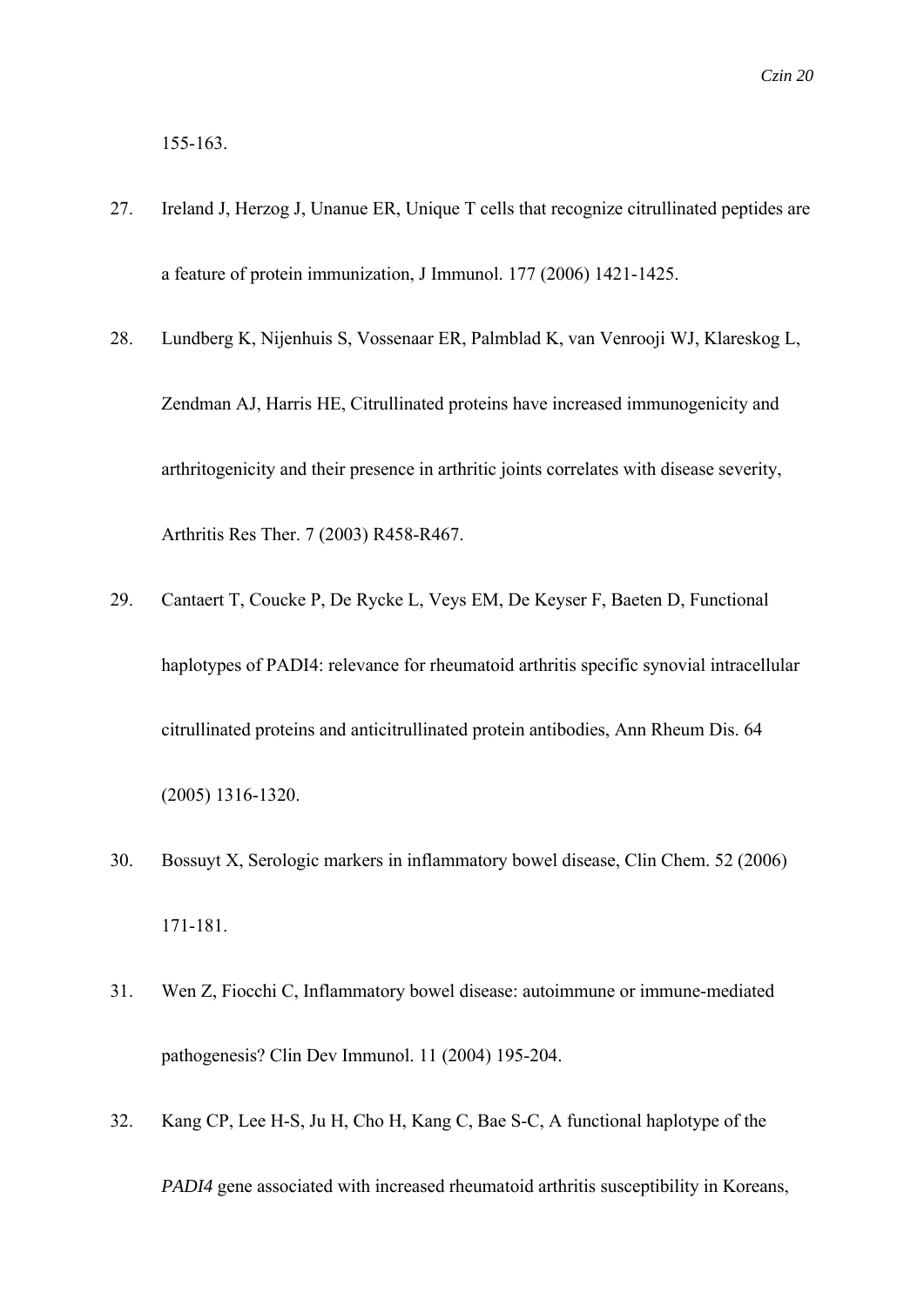155-163.

27. Ireland J, Herzog J, Unanue ER, Unique T cells that recognize citrullinated peptides are a feature of protein immunization, J Immunol. 177 (2006) 1421-1425.

28. Lundberg K, Nijenhuis S, Vossenaar ER, Palmblad K, van Venrooji WJ, Klareskog L, Zendman AJ, Harris HE, Citrullinated proteins have increased immunogenicity and arthritogenicity and their presence in arthritic joints correlates with disease severity, Arthritis Res Ther. 7 (2003) R458-R467.

29. Cantaert T, Coucke P, De Rycke L, Veys EM, De Keyser F, Baeten D, Functional haplotypes of PADI4: relevance for rheumatoid arthritis specific synovial intracellular citrullinated proteins and anticitrullinated protein antibodies, Ann Rheum Dis. 64 (2005) 1316-1320.

30. Bossuyt X, Serologic markers in inflammatory bowel disease, Clin Chem. 52 (2006) 171-181.

31. Wen Z, Fiocchi C, Inflammatory bowel disease: autoimmune or immune-mediated pathogenesis? Clin Dev Immunol. 11 (2004) 195-204.

32. Kang CP, Lee H-S, Ju H, Cho H, Kang C, Bae S-C, A functional haplotype of the *PADI4* gene associated with increased rheumatoid arthritis susceptibility in Koreans,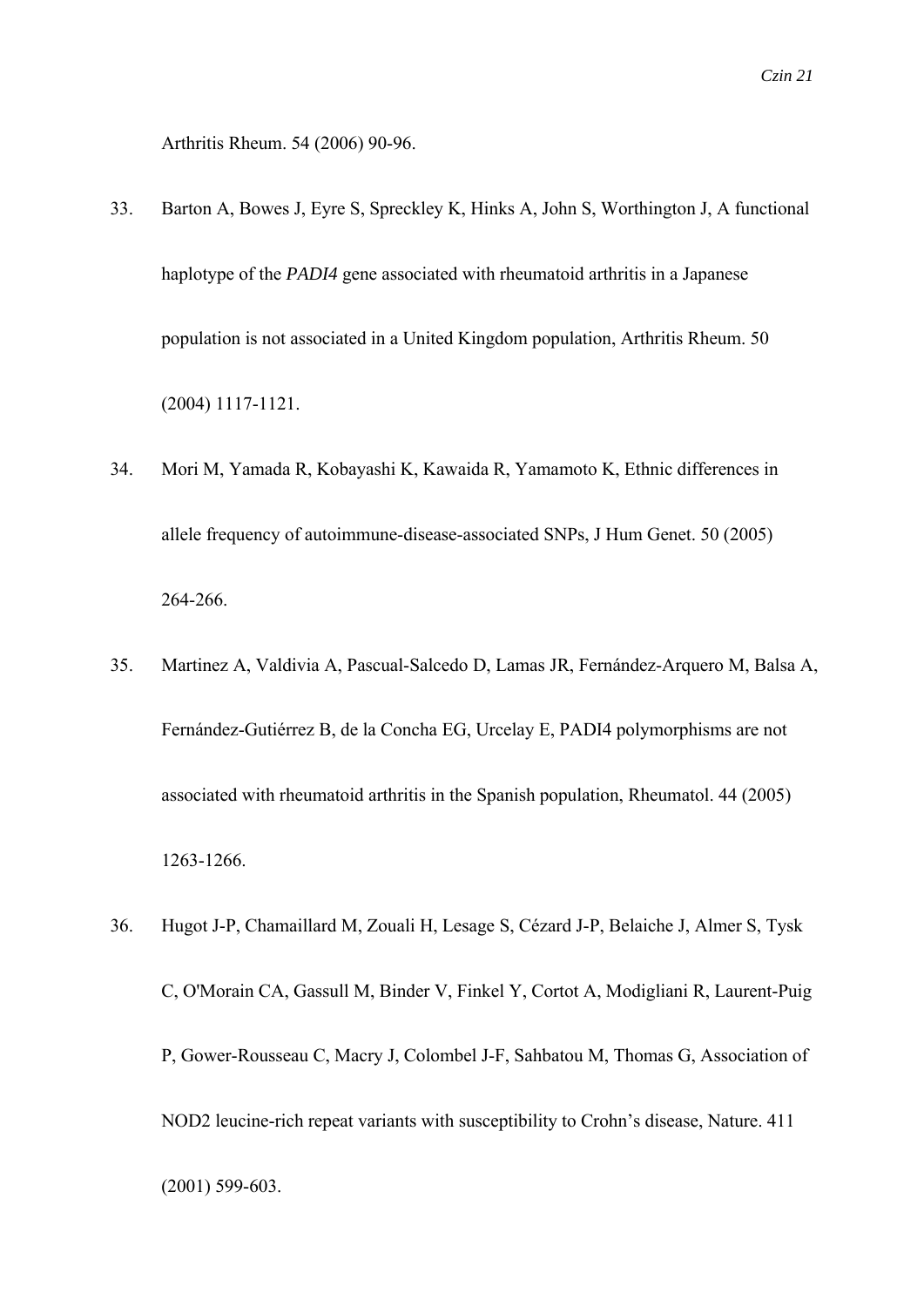Arthritis Rheum. 54 (2006) 90-96.

33. Barton A, Bowes J, Eyre S, Spreckley K, Hinks A, John S, Worthington J, A functional haplotype of the *PADI4* gene associated with rheumatoid arthritis in a Japanese population is not associated in a United Kingdom population, Arthritis Rheum. 50 (2004) 1117-1121.

34. Mori M, Yamada R, Kobayashi K, Kawaida R, Yamamoto K, Ethnic differences in allele frequency of autoimmune-disease-associated SNPs, J Hum Genet. 50 (2005) 264-266.

35. Martinez A, Valdivia A, Pascual-Salcedo D, Lamas JR, Fernández-Arquero M, Balsa A, Fernández-Gutiérrez B, de la Concha EG, Urcelay E, PADI4 polymorphisms are not associated with rheumatoid arthritis in the Spanish population, Rheumatol. 44 (2005) 1263-1266.

36. Hugot J-P, Chamaillard M, Zouali H, Lesage S, Cézard J-P, Belaiche J, Almer S, Tysk C, O'Morain CA, Gassull M, Binder V, Finkel Y, Cortot A, Modigliani R, Laurent-Puig P, Gower-Rousseau C, Macry J, Colombel J-F, Sahbatou M, Thomas G, Association of NOD2 leucine-rich repeat variants with susceptibility to Crohn's disease, Nature. 411 (2001) 599-603.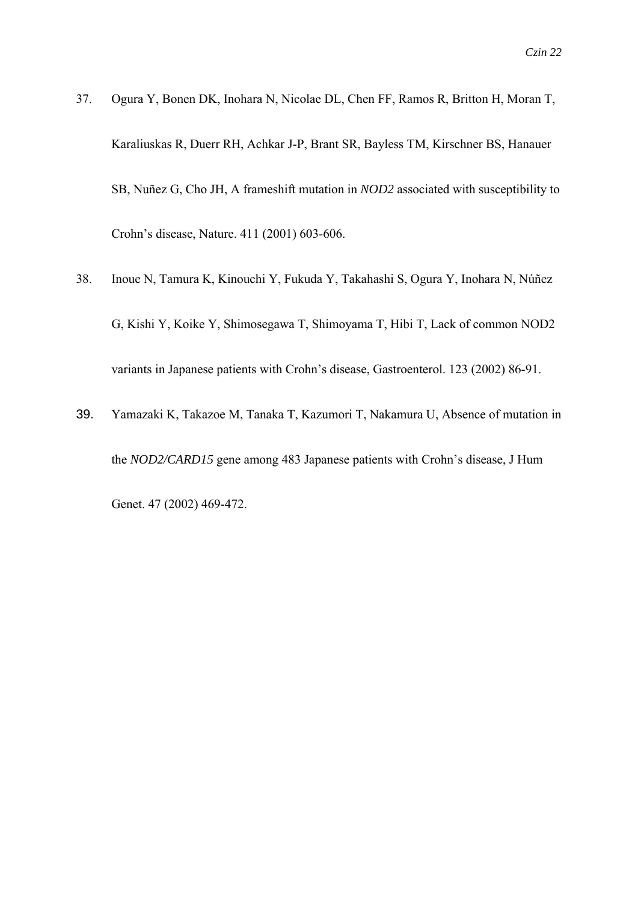37. Ogura Y, Bonen DK, Inohara N, Nicolae DL, Chen FF, Ramos R, Britton H, Moran T, Karaliuskas R, Duerr RH, Achkar J-P, Brant SR, Bayless TM, Kirschner BS, Hanauer SB, Nuñez G, Cho JH, A frameshift mutation in *NOD2* associated with susceptibility to Crohn's disease, Nature. 411 (2001) 603-606.

38. Inoue N, Tamura K, Kinouchi Y, Fukuda Y, Takahashi S, Ogura Y, Inohara N, Núñez G, Kishi Y, Koike Y, Shimosegawa T, Shimoyama T, Hibi T, Lack of common NOD2 variants in Japanese patients with Crohn's disease, Gastroenterol. 123 (2002) 86-91.

39. Yamazaki K, Takazoe M, Tanaka T, Kazumori T, Nakamura U, Absence of mutation in the *NOD2/CARD15* gene among 483 Japanese patients with Crohn's disease, J Hum Genet. 47 (2002) 469-472.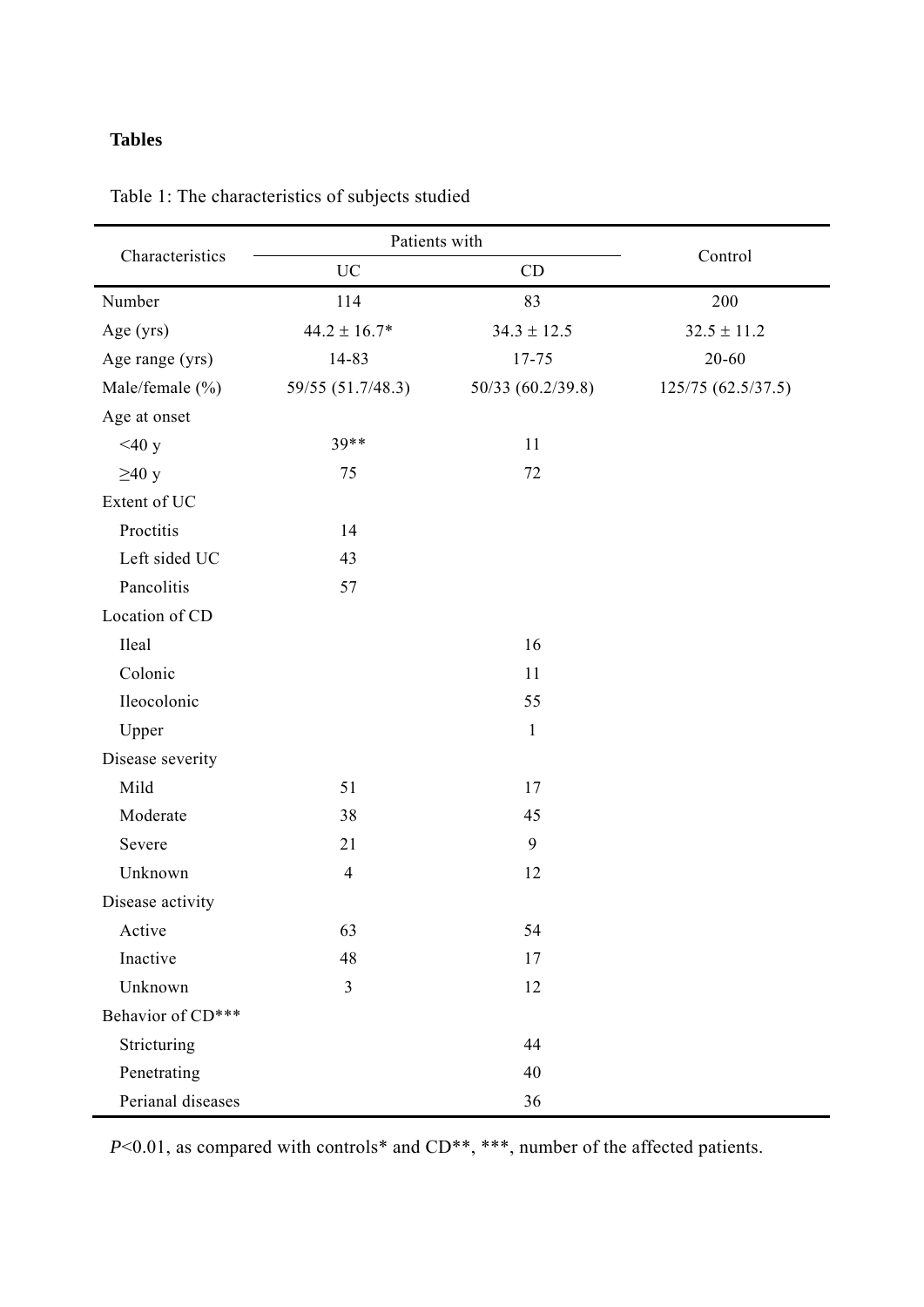**Tables**

Table 1: The characteristics of subjects studied

| Characteristics | Patients with | | Control |
|---|---|---|---|
| | UC | CD | |
| Number | 114 | 83 | 200 |
| Age (yrs) | 44.2 ± 16.7* | 34.3 ± 12.5 | 32.5 ± 11.2 |
| Age range (yrs) | 14-83 | 17-75 | 20-60 |
| Male/female (%) | 59/55 (51.7/48.3) | 50/33 (60.2/39.8) | 125/75 (62.5/37.5) |
| Age at onset | | | |
| <40 y | 39** | 11 | |
| ≥40 y | 75 | 72 | |
| Extent of UC | | | |
| Proctitis | 14 | | |
| Left sided UC | 43 | | |
| Pancolitis | 57 | | |
| Location of CD | | | |
| Ileal | | 16 | |
| Colonic | | 11 | |
| Ileocolonic | | 55 | |
| Upper | | 1 | |
| Disease severity | | | |
| Mild | 51 | 17 | |
| Moderate | 38 | 45 | |
| Severe | 21 | 9 | |
| Unknown | 4 | 12 | |
| Disease activity | | | |
| Active | 63 | 54 | |
| Inactive | 48 | 17 | |
| Unknown | 3 | 12 | |
| Behavior of CD*** | | | |
| Stricturing | | 44 | |
| Penetrating | | 40 | |
| Perianal diseases | | 36 | |

*P*<0.01, as compared with controls* and CD**, ***, number of the affected patients.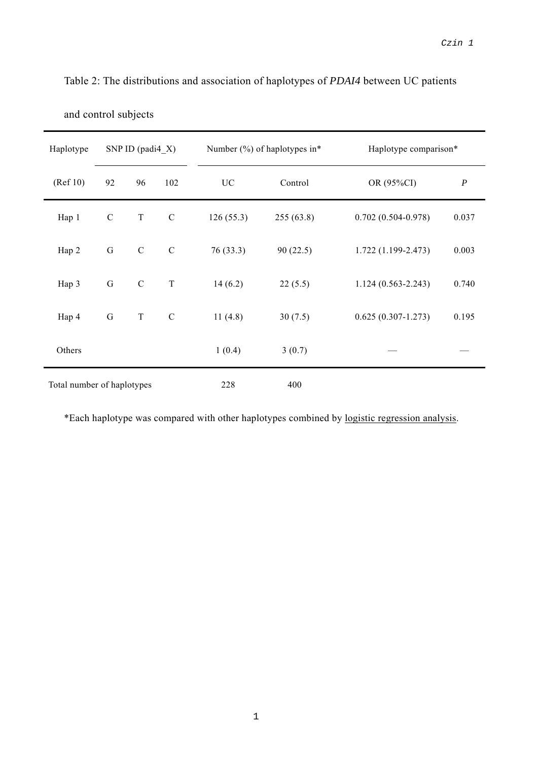Table 2: The distributions and association of haplotypes of *PDAI4* between UC patients and control subjects

| Haplotype | SNP ID (padi4_X) | | | Number (%) of haplotypes in* | | Haplotype comparison* | |
|---|---|---|---|---|---|---|---|
| (Ref 10) | 92 | 96 | 102 | UC | Control | OR (95%CI) | *P* |
| Hap 1 | C | T | C | 126 (55.3) | 255 (63.8) | 0.702 (0.504-0.978) | 0.037 |
| Hap 2 | G | C | C | 76 (33.3) | 90 (22.5) | 1.722 (1.199-2.473) | 0.003 |
| Hap 3 | G | C | T | 14 (6.2) | 22 (5.5) | 1.124 (0.563-2.243) | 0.740 |
| Hap 4 | G | T | C | 11 (4.8) | 30 (7.5) | 0.625 (0.307-1.273) | 0.195 |
| Others | | | | 1 (0.4) | 3 (0.7) | — | — |
| Total number of haplotypes | | | | 228 | 400 | | |

*Each haplotype was compared with other haplotypes combined by logistic regression analysis.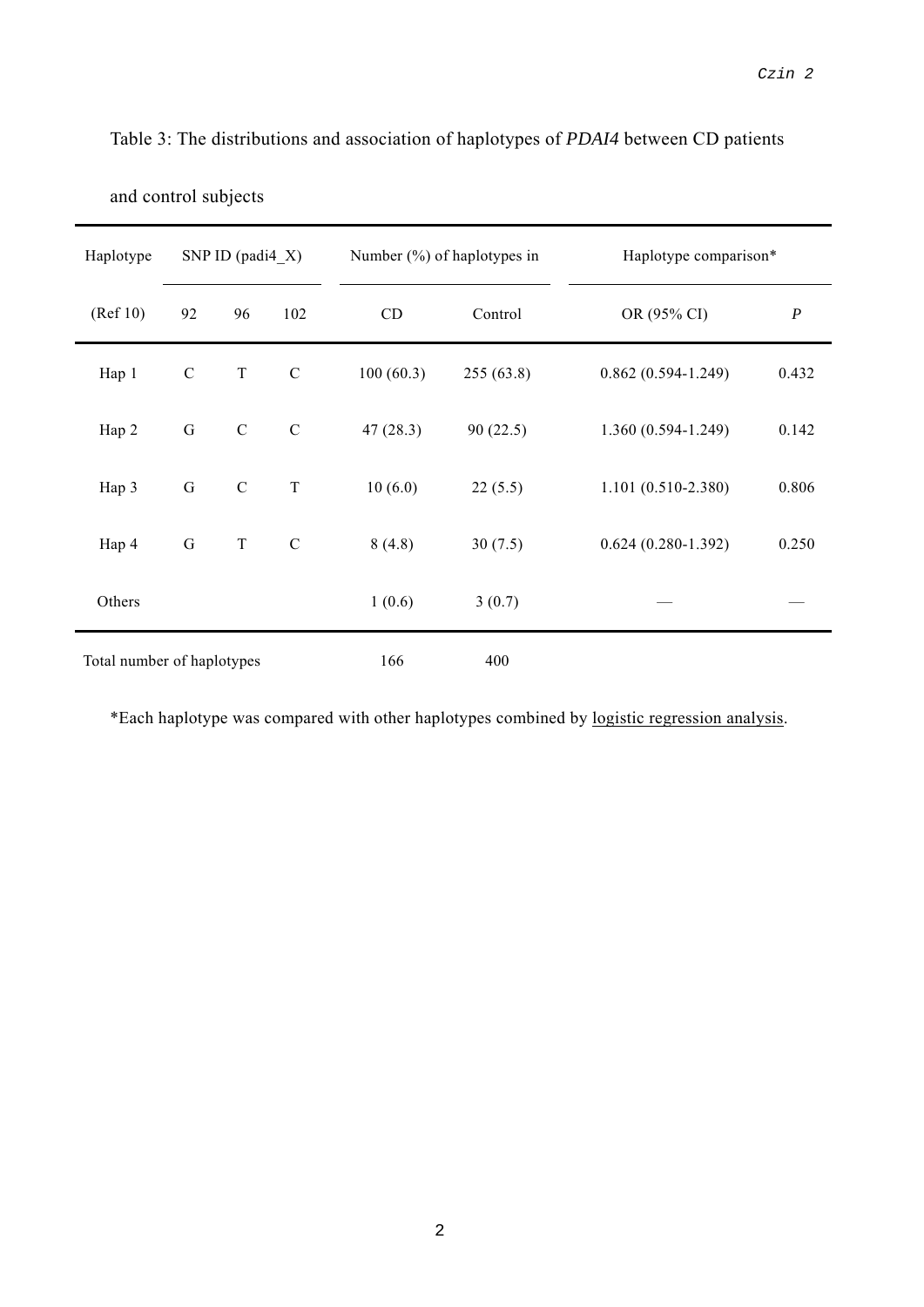Table 3: The distributions and association of haplotypes of *PDAI4* between CD patients and control subjects

| Haplotype | SNP ID (padi4_X) | | | Number (%) of haplotypes in | | Haplotype comparison* | |
|---|---|---|---|---|---|---|---|
| (Ref 10) | 92 | 96 | 102 | CD | Control | OR (95% CI) | *P* |
| Hap 1 | C | T | C | 100 (60.3) | 255 (63.8) | 0.862 (0.594-1.249) | 0.432 |
| Hap 2 | G | C | C | 47 (28.3) | 90 (22.5) | 1.360 (0.594-1.249) | 0.142 |
| Hap 3 | G | C | T | 10 (6.0) | 22 (5.5) | 1.101 (0.510-2.380) | 0.806 |
| Hap 4 | G | T | C | 8 (4.8) | 30 (7.5) | 0.624 (0.280-1.392) | 0.250 |
| Others | | | | 1 (0.6) | 3 (0.7) | — | — |
| Total number of haplotypes | | | | 166 | 400 | | |

*Each haplotype was compared with other haplotypes combined by logistic regression analysis.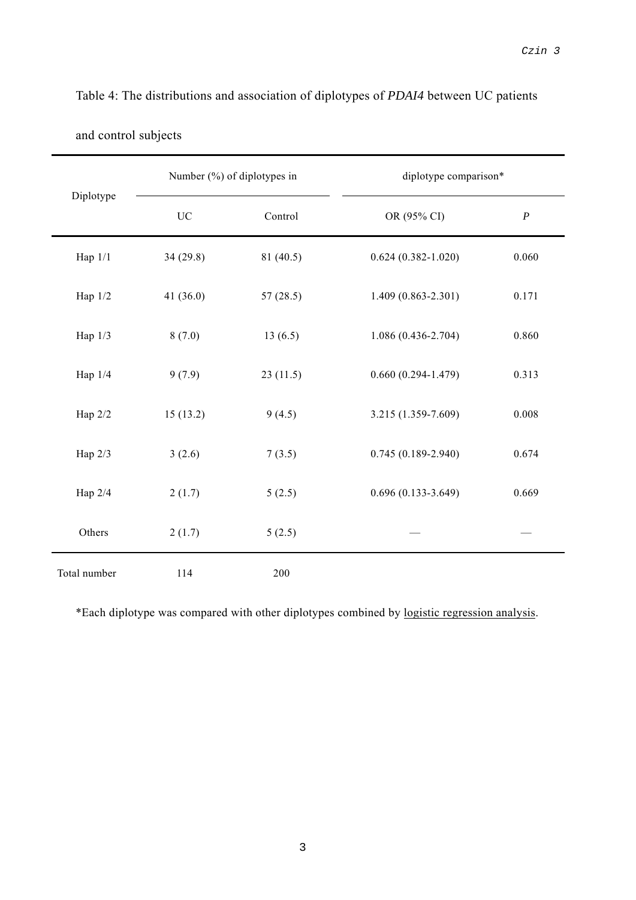Table 4: The distributions and association of diplotypes of *PDAI4* between UC patients and control subjects

| Diplotype | Number (%) of diplotypes in | | diplotype comparison* | |
|---|---|---|---|---|
| | UC | Control | OR (95% CI) | *P* |
| Hap 1/1 | 34 (29.8) | 81 (40.5) | 0.624 (0.382-1.020) | 0.060 |
| Hap 1/2 | 41 (36.0) | 57 (28.5) | 1.409 (0.863-2.301) | 0.171 |
| Hap 1/3 | 8 (7.0) | 13 (6.5) | 1.086 (0.436-2.704) | 0.860 |
| Hap 1/4 | 9 (7.9) | 23 (11.5) | 0.660 (0.294-1.479) | 0.313 |
| Hap 2/2 | 15 (13.2) | 9 (4.5) | 3.215 (1.359-7.609) | 0.008 |
| Hap 2/3 | 3 (2.6) | 7 (3.5) | 0.745 (0.189-2.940) | 0.674 |
| Hap 2/4 | 2 (1.7) | 5 (2.5) | 0.696 (0.133-3.649) | 0.669 |
| Others | 2 (1.7) | 5 (2.5) | — | — |
| Total number | 114 | 200 | | |

*Each diplotype was compared with other diplotypes combined by logistic regression analysis.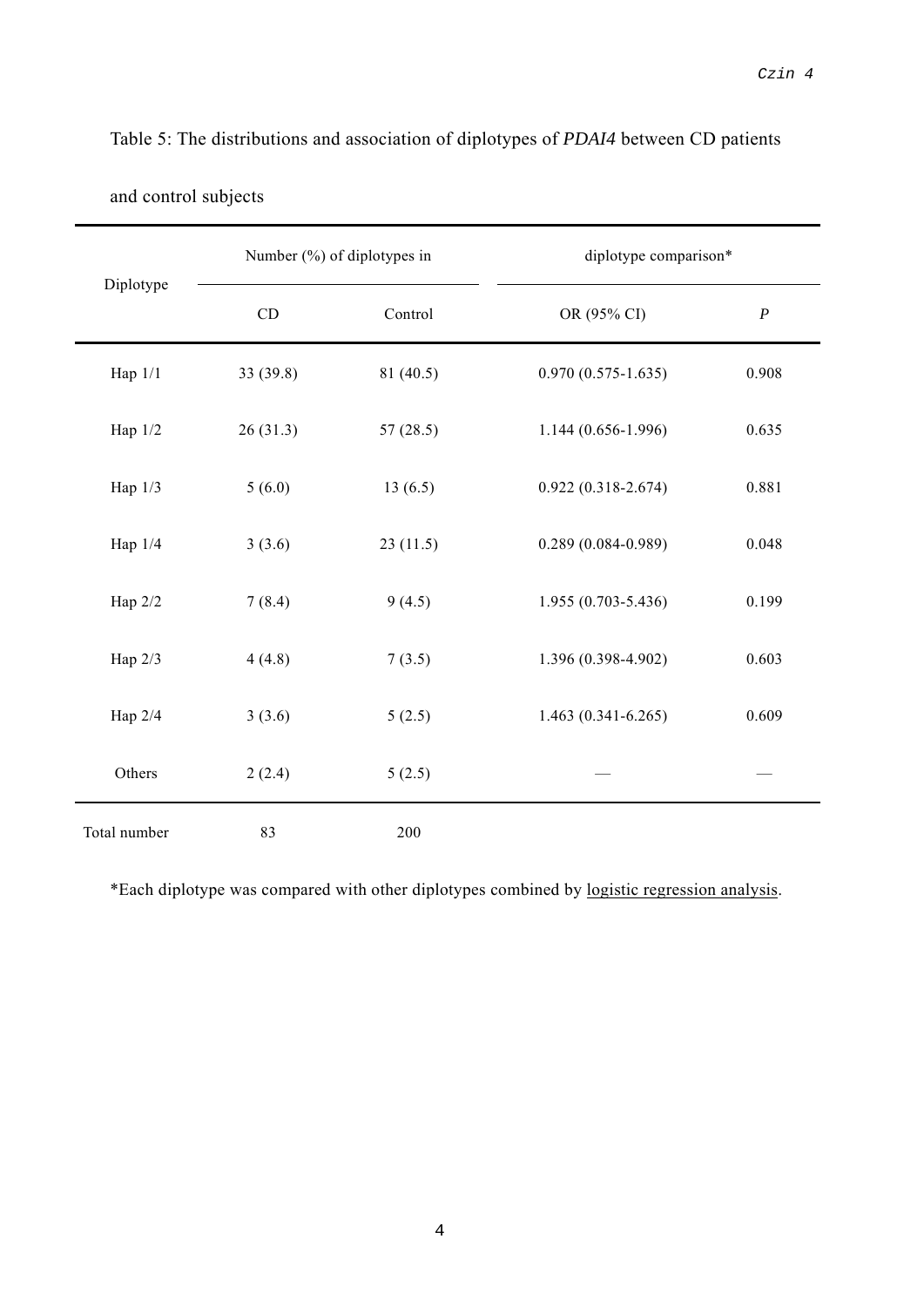Table 5: The distributions and association of diplotypes of *PDAI4* between CD patients and control subjects

| Diplotype | Number (%) of diplotypes in | | diplotype comparison* | |
|---|---|---|---|---|
| | CD | Control | OR (95% CI) | *P* |
| Hap 1/1 | 33 (39.8) | 81 (40.5) | 0.970 (0.575-1.635) | 0.908 |
| Hap 1/2 | 26 (31.3) | 57 (28.5) | 1.144 (0.656-1.996) | 0.635 |
| Hap 1/3 | 5 (6.0) | 13 (6.5) | 0.922 (0.318-2.674) | 0.881 |
| Hap 1/4 | 3 (3.6) | 23 (11.5) | 0.289 (0.084-0.989) | 0.048 |
| Hap 2/2 | 7 (8.4) | 9 (4.5) | 1.955 (0.703-5.436) | 0.199 |
| Hap 2/3 | 4 (4.8) | 7 (3.5) | 1.396 (0.398-4.902) | 0.603 |
| Hap 2/4 | 3 (3.6) | 5 (2.5) | 1.463 (0.341-6.265) | 0.609 |
| Others | 2 (2.4) | 5 (2.5) | — | — |
| Total number | 83 | 200 | | |

*Each diplotype was compared with other diplotypes combined by logistic regression analysis.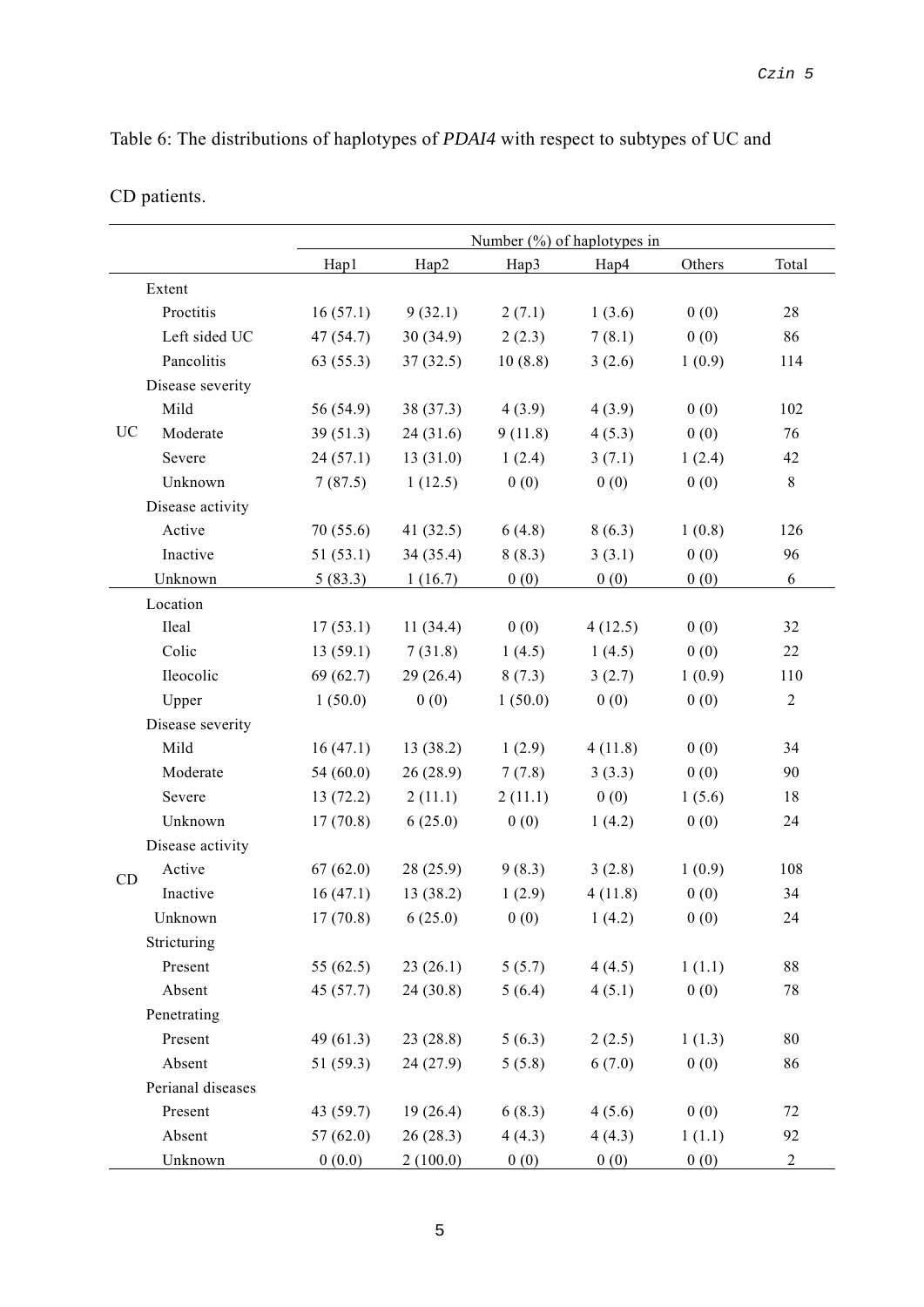Table 6: The distributions of haplotypes of *PDAI4* with respect to subtypes of UC and CD patients.

| | | Number (%) of haplotypes in | | | | | |
|---|---|---|---|---|---|---|---|
| | | Hap1 | Hap2 | Hap3 | Hap4 | Others | Total |
| UC | Extent | | | | | | |
| | Proctitis | 16 (57.1) | 9 (32.1) | 2 (7.1) | 1 (3.6) | 0 (0) | 28 |
| | Left sided UC | 47 (54.7) | 30 (34.9) | 2 (2.3) | 7 (8.1) | 0 (0) | 86 |
| | Pancolitis | 63 (55.3) | 37 (32.5) | 10 (8.8) | 3 (2.6) | 1 (0.9) | 114 |
| | Disease severity | | | | | | |
| | Mild | 56 (54.9) | 38 (37.3) | 4 (3.9) | 4 (3.9) | 0 (0) | 102 |
| | Moderate | 39 (51.3) | 24 (31.6) | 9 (11.8) | 4 (5.3) | 0 (0) | 76 |
| | Severe | 24 (57.1) | 13 (31.0) | 1 (2.4) | 3 (7.1) | 1 (2.4) | 42 |
| | Unknown | 7 (87.5) | 1 (12.5) | 0 (0) | 0 (0) | 0 (0) | 8 |
| | Disease activity | | | | | | |
| | Active | 70 (55.6) | 41 (32.5) | 6 (4.8) | 8 (6.3) | 1 (0.8) | 126 |
| | Inactive | 51 (53.1) | 34 (35.4) | 8 (8.3) | 3 (3.1) | 0 (0) | 96 |
| | Unknown | 5 (83.3) | 1 (16.7) | 0 (0) | 0 (0) | 0 (0) | 6 |
| CD | Location | | | | | | |
| | Ileal | 17 (53.1) | 11 (34.4) | 0 (0) | 4 (12.5) | 0 (0) | 32 |
| | Colic | 13 (59.1) | 7 (31.8) | 1 (4.5) | 1 (4.5) | 0 (0) | 22 |
| | Ileocolic | 69 (62.7) | 29 (26.4) | 8 (7.3) | 3 (2.7) | 1 (0.9) | 110 |
| | Upper | 1 (50.0) | 0 (0) | 1 (50.0) | 0 (0) | 0 (0) | 2 |
| | Disease severity | | | | | | |
| | Mild | 16 (47.1) | 13 (38.2) | 1 (2.9) | 4 (11.8) | 0 (0) | 34 |
| | Moderate | 54 (60.0) | 26 (28.9) | 7 (7.8) | 3 (3.3) | 0 (0) | 90 |
| | Severe | 13 (72.2) | 2 (11.1) | 2 (11.1) | 0 (0) | 1 (5.6) | 18 |
| | Unknown | 17 (70.8) | 6 (25.0) | 0 (0) | 1 (4.2) | 0 (0) | 24 |
| | Disease activity | | | | | | |
| | Active | 67 (62.0) | 28 (25.9) | 9 (8.3) | 3 (2.8) | 1 (0.9) | 108 |
| | Inactive | 16 (47.1) | 13 (38.2) | 1 (2.9) | 4 (11.8) | 0 (0) | 34 |
| | Unknown | 17 (70.8) | 6 (25.0) | 0 (0) | 1 (4.2) | 0 (0) | 24 |
| | Stricturing | | | | | | |
| | Present | 55 (62.5) | 23 (26.1) | 5 (5.7) | 4 (4.5) | 1 (1.1) | 88 |
| | Absent | 45 (57.7) | 24 (30.8) | 5 (6.4) | 4 (5.1) | 0 (0) | 78 |
| | Penetrating | | | | | | |
| | Present | 49 (61.3) | 23 (28.8) | 5 (6.3) | 2 (2.5) | 1 (1.3) | 80 |
| | Absent | 51 (59.3) | 24 (27.9) | 5 (5.8) | 6 (7.0) | 0 (0) | 86 |
| | Perianal diseases | | | | | | |
| | Present | 43 (59.7) | 19 (26.4) | 6 (8.3) | 4 (5.6) | 0 (0) | 72 |
| | Absent | 57 (62.0) | 26 (28.3) | 4 (4.3) | 4 (4.3) | 1 (1.1) | 92 |
| | Unknown | 0 (0.0) | 2 (100.0) | 0 (0) | 0 (0) | 0 (0) | 2 |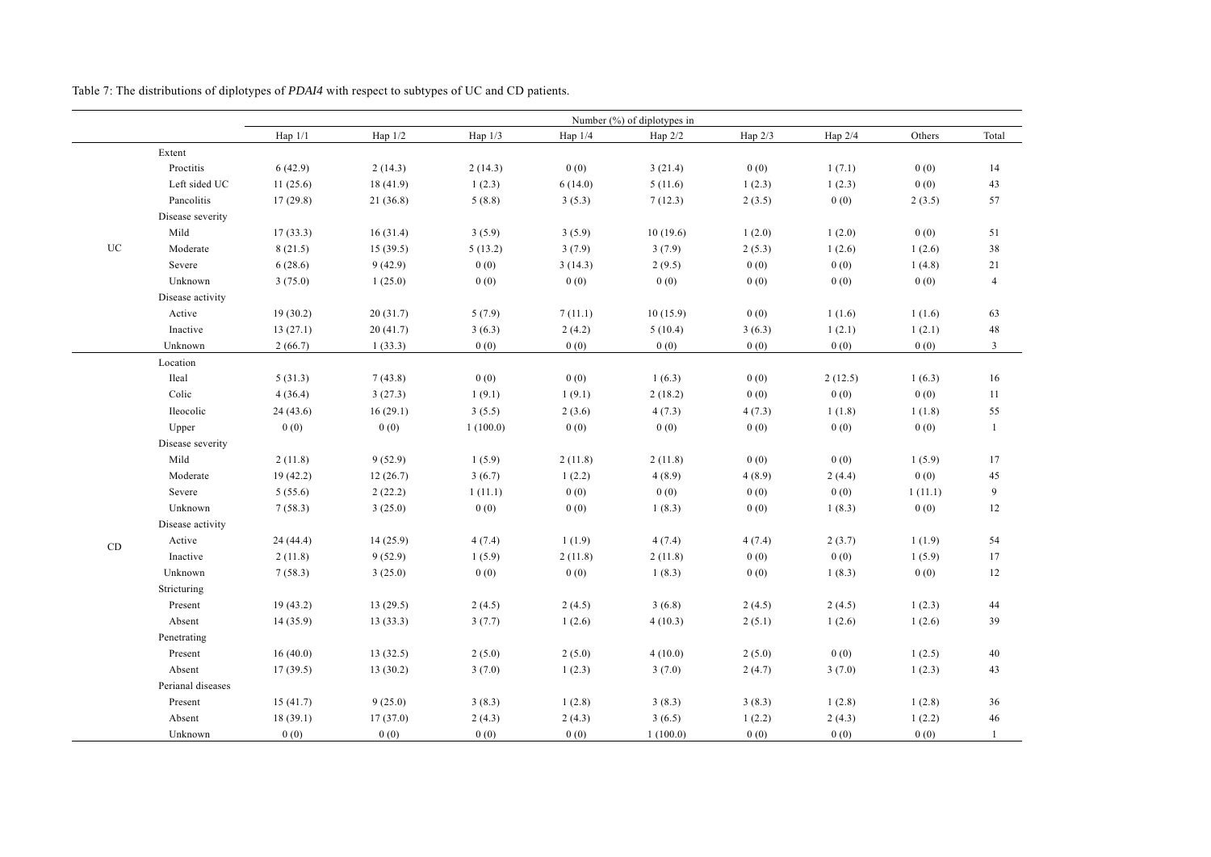Table 7: The distributions of diplotypes of *PDAI4* with respect to subtypes of UC and CD patients.

| | | Number (%) of diplotypes in | | | | | | | | |
|---|---|---|---|---|---|---|---|---|---|---|
| | | Hap 1/1 | Hap 1/2 | Hap 1/3 | Hap 1/4 | Hap 2/2 | Hap 2/3 | Hap 2/4 | Others | Total |
| UC | Extent | | | | | | | | | |
| | Proctitis | 6 (42.9) | 2 (14.3) | 2 (14.3) | 0 (0) | 3 (21.4) | 0 (0) | 1 (7.1) | 0 (0) | 14 |
| | Left sided UC | 11 (25.6) | 18 (41.9) | 1 (2.3) | 6 (14.0) | 5 (11.6) | 1 (2.3) | 1 (2.3) | 0 (0) | 43 |
| | Pancolitis | 17 (29.8) | 21 (36.8) | 5 (8.8) | 3 (5.3) | 7 (12.3) | 2 (3.5) | 0 (0) | 2 (3.5) | 57 |
| | Disease severity | | | | | | | | | |
| | Mild | 17 (33.3) | 16 (31.4) | 3 (5.9) | 3 (5.9) | 10 (19.6) | 1 (2.0) | 1 (2.0) | 0 (0) | 51 |
| | Moderate | 8 (21.5) | 15 (39.5) | 5 (13.2) | 3 (7.9) | 3 (7.9) | 2 (5.3) | 1 (2.6) | 1 (2.6) | 38 |
| | Severe | 6 (28.6) | 9 (42.9) | 0 (0) | 3 (14.3) | 2 (9.5) | 0 (0) | 0 (0) | 1 (4.8) | 21 |
| | Unknown | 3 (75.0) | 1 (25.0) | 0 (0) | 0 (0) | 0 (0) | 0 (0) | 0 (0) | 0 (0) | 4 |
| | Disease activity | | | | | | | | | |
| | Active | 19 (30.2) | 20 (31.7) | 5 (7.9) | 7 (11.1) | 10 (15.9) | 0 (0) | 1 (1.6) | 1 (1.6) | 63 |
| | Inactive | 13 (27.1) | 20 (41.7) | 3 (6.3) | 2 (4.2) | 5 (10.4) | 3 (6.3) | 1 (2.1) | 1 (2.1) | 48 |
| | Unknown | 2 (66.7) | 1 (33.3) | 0 (0) | 0 (0) | 0 (0) | 0 (0) | 0 (0) | 0 (0) | 3 |
| CD | Location | | | | | | | | | |
| | Ileal | 5 (31.3) | 7 (43.8) | 0 (0) | 0 (0) | 1 (6.3) | 0 (0) | 2 (12.5) | 1 (6.3) | 16 |
| | Colic | 4 (36.4) | 3 (27.3) | 1 (9.1) | 1 (9.1) | 2 (18.2) | 0 (0) | 0 (0) | 0 (0) | 11 |
| | Ileocolic | 24 (43.6) | 16 (29.1) | 3 (5.5) | 2 (3.6) | 4 (7.3) | 4 (7.3) | 1 (1.8) | 1 (1.8) | 55 |
| | Upper | 0 (0) | 0 (0) | 1 (100.0) | 0 (0) | 0 (0) | 0 (0) | 0 (0) | 0 (0) | 1 |
| | Disease severity | | | | | | | | | |
| | Mild | 2 (11.8) | 9 (52.9) | 1 (5.9) | 2 (11.8) | 2 (11.8) | 0 (0) | 0 (0) | 1 (5.9) | 17 |
| | Moderate | 19 (42.2) | 12 (26.7) | 3 (6.7) | 1 (2.2) | 4 (8.9) | 4 (8.9) | 2 (4.4) | 0 (0) | 45 |
| | Severe | 5 (55.6) | 2 (22.2) | 1 (11.1) | 0 (0) | 0 (0) | 0 (0) | 0 (0) | 1 (11.1) | 9 |
| | Unknown | 7 (58.3) | 3 (25.0) | 0 (0) | 0 (0) | 1 (8.3) | 0 (0) | 1 (8.3) | 0 (0) | 12 |
| | Disease activity | | | | | | | | | |
| | Active | 24 (44.4) | 14 (25.9) | 4 (7.4) | 1 (1.9) | 4 (7.4) | 4 (7.4) | 2 (3.7) | 1 (1.9) | 54 |
| | Inactive | 2 (11.8) | 9 (52.9) | 1 (5.9) | 2 (11.8) | 2 (11.8) | 0 (0) | 0 (0) | 1 (5.9) | 17 |
| | Unknown | 7 (58.3) | 3 (25.0) | 0 (0) | 0 (0) | 1 (8.3) | 0 (0) | 1 (8.3) | 0 (0) | 12 |
| | Stricturing | | | | | | | | | |
| | Present | 19 (43.2) | 13 (29.5) | 2 (4.5) | 2 (4.5) | 3 (6.8) | 2 (4.5) | 2 (4.5) | 1 (2.3) | 44 |
| | Absent | 14 (35.9) | 13 (33.3) | 3 (7.7) | 1 (2.6) | 4 (10.3) | 2 (5.1) | 1 (2.6) | 1 (2.6) | 39 |
| | Penetrating | | | | | | | | | |
| | Present | 16 (40.0) | 13 (32.5) | 2 (5.0) | 2 (5.0) | 4 (10.0) | 2 (5.0) | 0 (0) | 1 (2.5) | 40 |
| | Absent | 17 (39.5) | 13 (30.2) | 3 (7.0) | 1 (2.3) | 3 (7.0) | 2 (4.7) | 3 (7.0) | 1 (2.3) | 43 |
| | Perianal diseases | | | | | | | | | |
| | Present | 15 (41.7) | 9 (25.0) | 3 (8.3) | 1 (2.8) | 3 (8.3) | 3 (8.3) | 1 (2.8) | 1 (2.8) | 36 |
| | Absent | 18 (39.1) | 17 (37.0) | 2 (4.3) | 2 (4.3) | 3 (6.5) | 1 (2.2) | 2 (4.3) | 1 (2.2) | 46 |
| | Unknown | 0 (0) | 0 (0) | 0 (0) | 0 (0) | 1 (100.0) | 0 (0) | 0 (0) | 0 (0) | 1 |